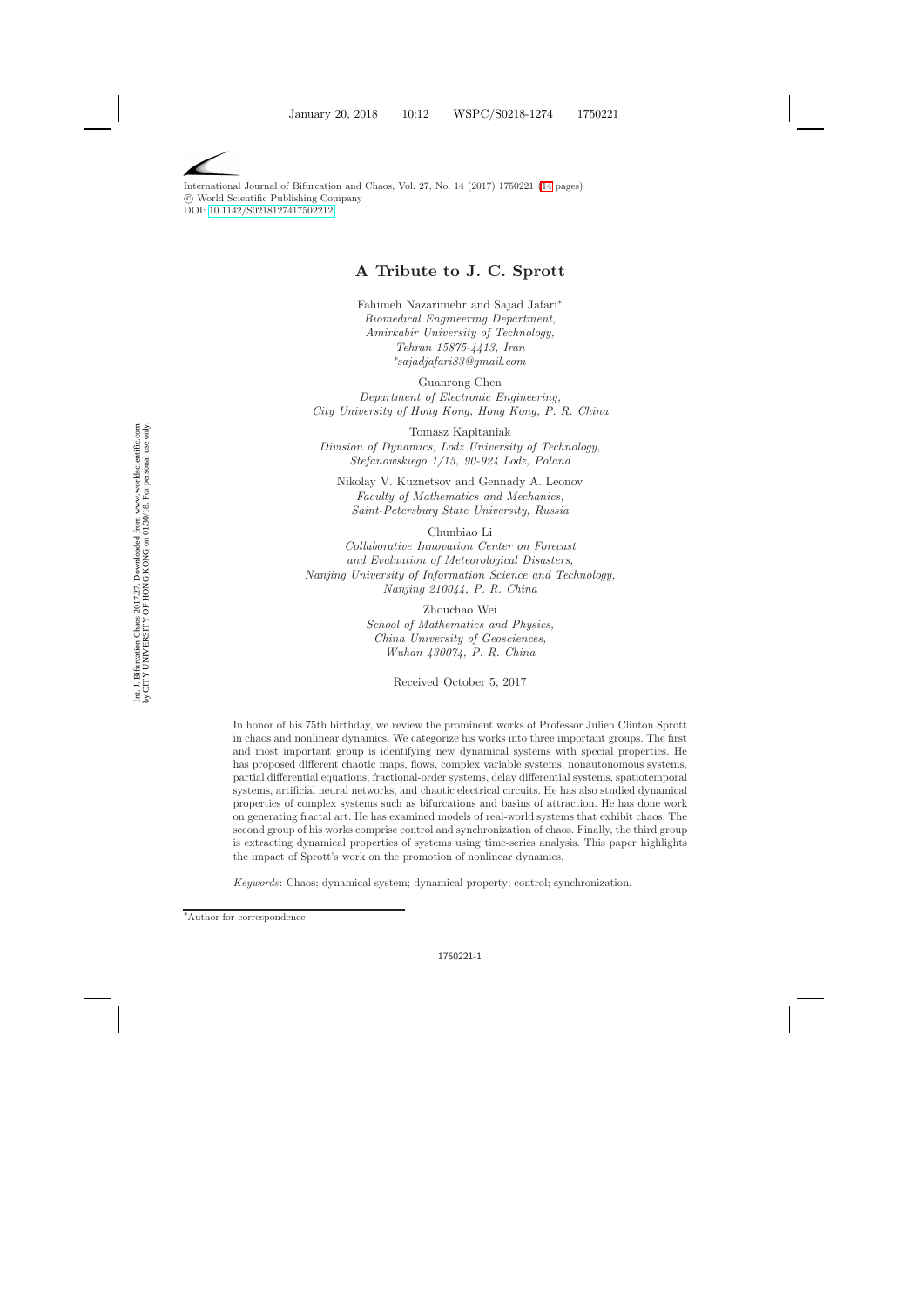# A Tribute to J. C. Sprott

Fahimeh Nazarimehr and Sajad Jafari*
*Biomedical Engineering Department,*
*Amirkabir University of Technology,*
*Tehran 15875-4413, Iran*
*\*sajadjafari83@gmail.com*

Guanrong Chen
*Department of Electronic Engineering,*
*City University of Hong Kong, Hong Kong, P. R. China*

Tomasz Kapitaniak
*Division of Dynamics, Lodz University of Technology,*
*Stefanowskiego 1/15, 90-924 Lodz, Poland*

Nikolay V. Kuznetsov and Gennady A. Leonov
*Faculty of Mathematics and Mechanics,*
*Saint-Petersburg State University, Russia*

Chunbiao Li
*Collaborative Innovation Center on Forecast*
*and Evaluation of Meteorological Disasters,*
*Nanjing University of Information Science and Technology,*
*Nanjing 210044, P. R. China*

Zhouchao Wei
*School of Mathematics and Physics,*
*China University of Geosciences,*
*Wuhan 430074, P. R. China*

Received October 5, 2017

In honor of his 75th birthday, we review the prominent works of Professor Julien Clinton Sprott in chaos and nonlinear dynamics. We categorize his works into three important groups. The first and most important group is identifying new dynamical systems with special properties. He has proposed different chaotic maps, flows, complex variable systems, nonautonomous systems, partial differential equations, fractional-order systems, delay differential systems, spatiotemporal systems, artificial neural networks, and chaotic electrical circuits. He has also studied dynamical properties of complex systems such as bifurcations and basins of attraction. He has done work on generating fractal art. He has examined models of real-world systems that exhibit chaos. The second group of his works comprise control and synchronization of chaos. Finally, the third group is extracting dynamical properties of systems using time-series analysis. This paper highlights the impact of Sprott's work on the promotion of nonlinear dynamics.

*Keywords*: Chaos; dynamical system; dynamical property; control; synchronization.

*Author for correspondence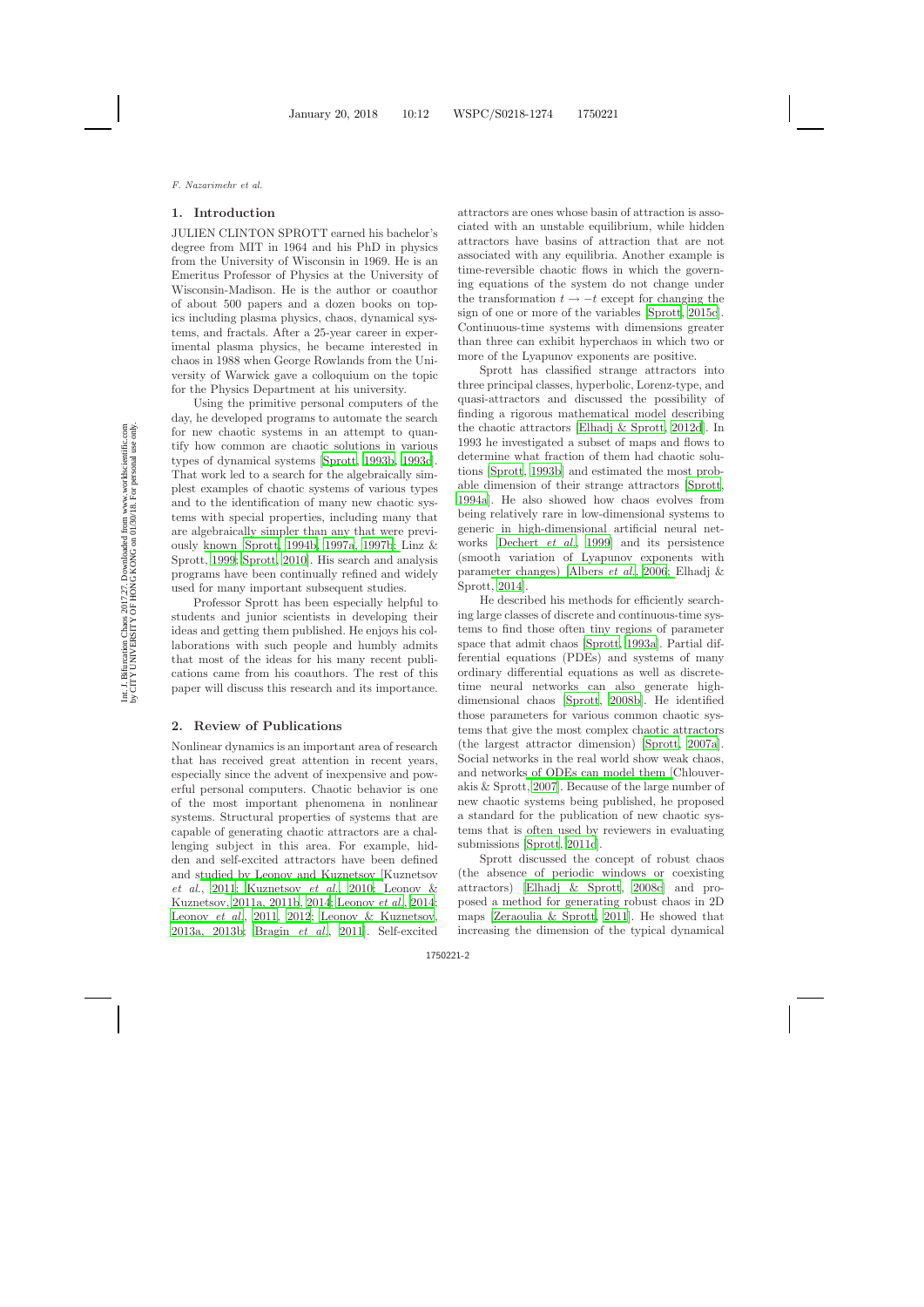## 1. Introduction

JULIEN CLINTON SPROTT earned his bachelor's degree from MIT in 1964 and his PhD in physics from the University of Wisconsin in 1969. He is an Emeritus Professor of Physics at the University of Wisconsin-Madison. He is the author or coauthor of about 500 papers and a dozen books on topics including plasma physics, chaos, dynamical systems, and fractals. After a 25-year career in experimental plasma physics, he became interested in chaos in 1988 when George Rowlands from the University of Warwick gave a colloquium on the topic for the Physics Department at his university.

Using the primitive personal computers of the day, he developed programs to automate the search for new chaotic systems in an attempt to quantify how common are chaotic solutions in various types of dynamical systems [Sprott, 1993b, 1993c]. That work led to a search for the algebraically simplest examples of chaotic systems of various types and to the identification of many new chaotic systems with special properties, including many that are algebraically simpler than any that were previously known [Sprott, 1994b, 1997a, 1997b; Linz & Sprott, 1999; Sprott, 2010]. His search and analysis programs have been continually refined and widely used for many important subsequent studies.

Professor Sprott has been especially helpful to students and junior scientists in developing their ideas and getting them published. He enjoys his collaborations with such people and humbly admits that most of the ideas for his many recent publications came from his coauthors. The rest of this paper will discuss this research and its importance.

## 2. Review of Publications

Nonlinear dynamics is an important area of research that has received great attention in recent years, especially since the advent of inexpensive and powerful personal computers. Chaotic behavior is one of the most important phenomena in nonlinear systems. Structural properties of systems that are capable of generating chaotic attractors are a challenging subject in this area. For example, hidden and self-excited attractors have been defined and studied by Leonov and Kuznetsov [Kuznetsov *et al.*, 2011; Kuznetsov *et al.*, 2010; Leonov & Kuznetsov, 2011a, 2011b, 2014; Leonov *et al.*, 2014; Leonov *et al.*, 2011, 2012; Leonov & Kuznetsov, 2013a, 2013b; Bragin *et al.*, 2011]. Self-excited attractors are ones whose basin of attraction is associated with an unstable equilibrium, while hidden attractors have basins of attraction that are not associated with any equilibria. Another example is time-reversible chaotic flows in which the governing equations of the system do not change under the transformation $t \to -t$ except for changing the sign of one or more of the variables [Sprott, 2015c]. Continuous-time systems with dimensions greater than three can exhibit hyperchaos in which two or more of the Lyapunov exponents are positive.

Sprott has classified strange attractors into three principal classes, hyperbolic, Lorenz-type, and quasi-attractors and discussed the possibility of finding a rigorous mathematical model describing the chaotic attractors [Elhadj & Sprott, 2012d]. In 1993 he investigated a subset of maps and flows to determine what fraction of them had chaotic solutions [Sprott, 1993b] and estimated the most probable dimension of their strange attractors [Sprott, 1994a]. He also showed how chaos evolves from being relatively rare in low-dimensional systems to generic in high-dimensional artificial neural networks [Dechert *et al.*, 1999] and its persistence (smooth variation of Lyapunov exponents with parameter changes) [Albers *et al.*, 2006; Elhadj & Sprott, 2014].

He described his methods for efficiently searching large classes of discrete and continuous-time systems to find those often tiny regions of parameter space that admit chaos [Sprott, 1993a]. Partial differential equations (PDEs) and systems of many ordinary differential equations as well as discrete-time neural networks can also generate high-dimensional chaos [Sprott, 2008b]. He identified those parameters for various common chaotic systems that give the most complex chaotic attractors (the largest attractor dimension) [Sprott, 2007a]. Social networks in the real world show weak chaos, and networks of ODEs can model them [Chlouverakis & Sprott, 2007]. Because of the large number of new chaotic systems being published, he proposed a standard for the publication of new chaotic systems that is often used by reviewers in evaluating submissions [Sprott, 2011c].

Sprott discussed the concept of robust chaos (the absence of periodic windows or coexisting attractors) [Elhadj & Sprott, 2008c] and proposed a method for generating robust chaos in 2D maps [Zeraoulia & Sprott, 2011]. He showed that increasing the dimension of the typical dynamical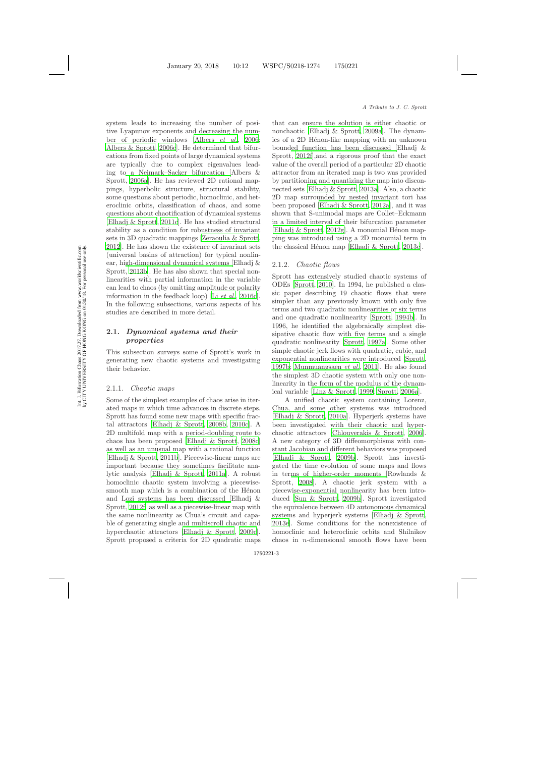system leads to increasing the number of positive Lyapunov exponents and decreasing the number of periodic windows [Albers *et al.*, 2006; Albers & Sprott, 2006c]. He determined that bifurcations from fixed points of large dynamical systems are typically due to complex eigenvalues leading to a Neimark–Sacker bifurcation [Albers & Sprott, 2006a]. He has reviewed 2D rational mappings, hyperbolic structure, structural stability, some questions about periodic, homoclinic, and heteroclinic orbits, classification of chaos, and some questions about chaotification of dynamical systems [Elhadj & Sprott, 2011c]. He has studied structural stability as a condition for robustness of invariant sets in 3D quadratic mappings [Zeraoulia & Sprott, 2012]. He has shown the existence of invariant sets (universal basins of attraction) for typical nonlinear, high-dimensional dynamical systems [Elhadj & Sprott, 2013b]. He has also shown that special nonlinearities with partial information in the variable can lead to chaos (by omitting amplitude or polarity information in the feedback loop) [Li *et al.*, 2016c]. In the following subsections, various aspects of his studies are described in more detail.

## 2.1. *Dynamical systems and their properties*

This subsection surveys some of Sprott's work in generating new chaotic systems and investigating their behavior.

### 2.1.1. *Chaotic maps*

Some of the simplest examples of chaos arise in iterated maps in which time advances in discrete steps. Sprott has found some new maps with specific fractal attractors [Elhadj & Sprott, 2008b, 2010c]. A 2D multifold map with a period-doubling route to chaos has been proposed [Elhadj & Sprott, 2008c] as well as an unusual map with a rational function [Elhadj & Sprott, 2011b]. Piecewise-linear maps are important because they sometimes facilitate analytic analysis [Elhadj & Sprott, 2011a]. A robust homoclinic chaotic system involving a piecewise-smooth map which is a combination of the Hénon and Lozi systems has been discussed [Elhadj & Sprott, 2012f] as well as a piecewise-linear map with the same nonlinearity as Chua's circuit and capable of generating single and multiscroll chaotic and hyperchaotic attractors [Elhadj & Sprott, 2009c]. Sprott proposed a criteria for 2D quadratic maps that can ensure the solution is either chaotic or nonchaotic [Elhadj & Sprott, 2009a]. The dynamics of a 2D Hénon-like mapping with an unknown bounded function has been discussed [Elhadj & Sprott, 2012f],and a rigorous proof that the exact value of the overall period of a particular 2D chaotic attractor from an iterated map is two was provided by partitioning and quantizing the map into disconnected sets [Elhadj & Sprott, 2013a]. Also, a chaotic 2D map surrounded by nested invariant tori has been proposed [Elhadj & Sprott, 2012a], and it was shown that S-unimodal maps are Collet–Eckmann in a limited interval of their bifurcation parameter [Elhadj & Sprott, 2012g]. A monomial Hénon mapping was introduced using a 2D monomial term in the classical Hénon map [Elhadj & Sprott, 2013c].

### 2.1.2. *Chaotic flows*

Sprott has extensively studied chaotic systems of ODEs [Sprott, 2010]. In 1994, he published a classic paper describing 19 chaotic flows that were simpler than any previously known with only five terms and two quadratic nonlinearities or six terms and one quadratic nonlinearity [Sprott, 1994b]. In 1996, he identified the algebraically simplest dissipative chaotic flow with five terms and a single quadratic nonlinearity [Sprott, 1997a]. Some other simple chaotic jerk flows with quadratic, cubic, and exponential nonlinearities were introduced [Sprott, 1997b; Munmuangsaen *et al.*, 2011]. He also found the simplest 3D chaotic system with only one nonlinearity in the form of the modulus of the dynamical variable [Linz & Sprott, 1999; Sprott, 2006a].

A unified chaotic system containing Lorenz, Chua, and some other systems was introduced [Elhadj & Sprott, 2010a]. Hyperjerk systems have been investigated with their chaotic and hyperchaotic attractors [Chlouverakis & Sprott, 2006]. A new category of 3D diffeomorphisms with constant Jacobian and different behaviors was proposed [Elhadj & Sprott, 2009b]. Sprott has investigated the time evolution of some maps and flows in terms of higher-order moments [Rowlands & Sprott, 2008]. A chaotic jerk system with a piecewise-exponential nonlinearity has been introduced [Sun & Sprott, 2009b]. Sprott investigated the equivalence between 4D autonomous dynamical systems and hyperjerk systems [Elhadj & Sprott, 2013e]. Some conditions for the nonexistence of homoclinic and heteroclinic orbits and Shilnikov chaos in $n$-dimensional smooth flows have been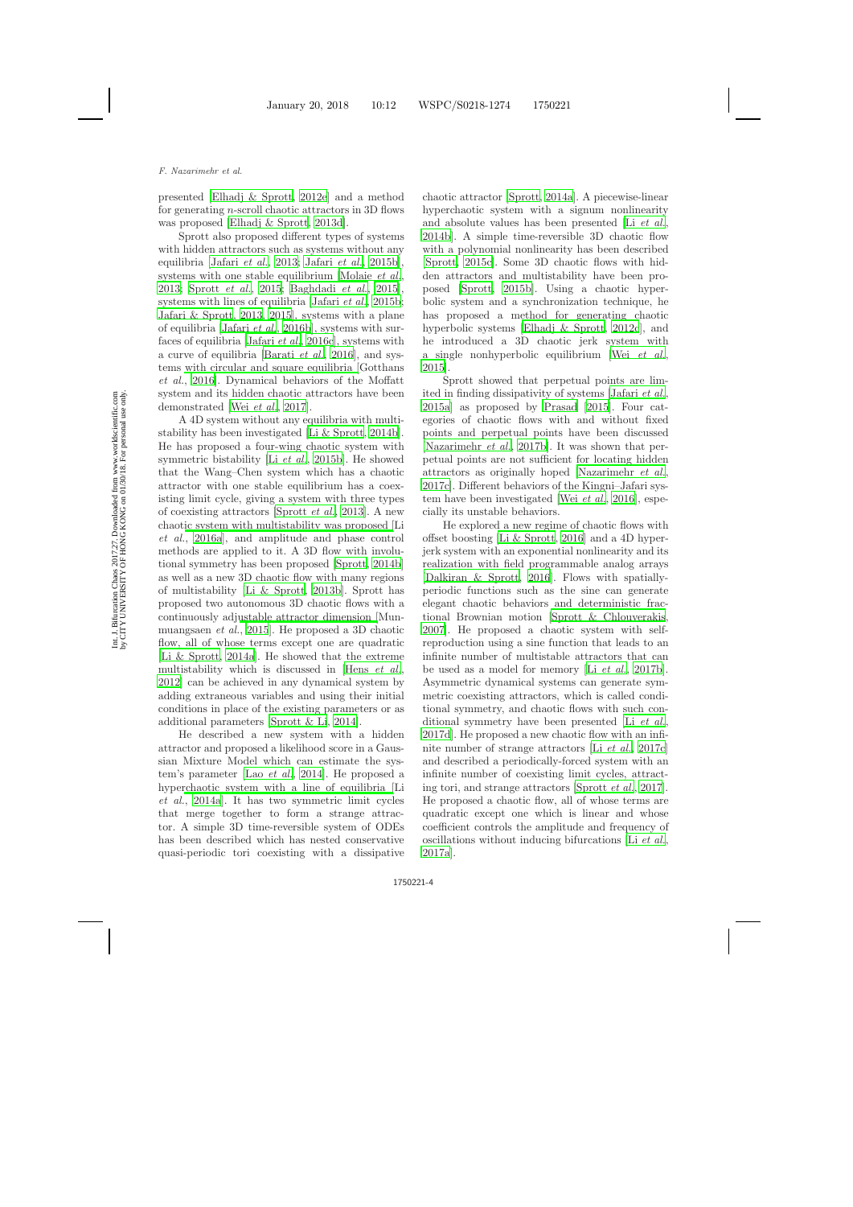presented [Elhadj & Sprott, 2012e] and a method for generating $n$-scroll chaotic attractors in 3D flows was proposed [Elhadj & Sprott, 2013d].

Sprott also proposed different types of systems with hidden attractors such as systems without any equilibria [Jafari *et al.*, 2013; Jafari *et al.*, 2015b], systems with one stable equilibrium [Molaie *et al.*, 2013; Sprott *et al.*, 2015; Baghdadi *et al.*, 2015], systems with lines of equilibria [Jafari *et al.*, 2015b; Jafari & Sprott, 2013, 2015], systems with a plane of equilibria [Jafari *et al.*, 2016b], systems with surfaces of equilibria [Jafari *et al.*, 2016c], systems with a curve of equilibria [Barati *et al.*, 2016], and systems with circular and square equilibria [Gotthans *et al.*, 2016]. Dynamical behaviors of the Moffatt system and its hidden chaotic attractors have been demonstrated [Wei *et al.*, 2017].

A 4D system without any equilibria with multistability has been investigated [Li & Sprott, 2014b]. He has proposed a four-wing chaotic system with symmetric bistability [Li *et al.*, 2015b]. He showed that the Wang–Chen system which has a chaotic attractor with one stable equilibrium has a coexisting limit cycle, giving a system with three types of coexisting attractors [Sprott *et al.*, 2013]. A new chaotic system with multistability was proposed [Li *et al.*, 2016a], and amplitude and phase control methods are applied to it. A 3D flow with involutional symmetry has been proposed [Sprott, 2014b] as well as a new 3D chaotic flow with many regions of multistability [Li & Sprott, 2013b]. Sprott has proposed two autonomous 3D chaotic flows with a continuously adjustable attractor dimension [Munmuangsaen *et al.*, 2015]. He proposed a 3D chaotic flow, all of whose terms except one are quadratic [Li & Sprott, 2014a]. He showed that the extreme multistability which is discussed in [Hens *et al.*, 2012] can be achieved in any dynamical system by adding extraneous variables and using their initial conditions in place of the existing parameters or as additional parameters [Sprott & Li, 2014].

He described a new system with a hidden attractor and proposed a likelihood score in a Gaussian Mixture Model which can estimate the system's parameter [Lao *et al.*, 2014]. He proposed a hyperchaotic system with a line of equilibria [Li *et al.*, 2014a]. It has two symmetric limit cycles that merge together to form a strange attractor. A simple 3D time-reversible system of ODEs has been described which has nested conservative quasi-periodic tori coexisting with a dissipative chaotic attractor [Sprott, 2014a]. A piecewise-linear hyperchaotic system with a signum nonlinearity and absolute values has been presented [Li *et al.*, 2014b]. A simple time-reversible 3D chaotic flow with a polynomial nonlinearity has been described [Sprott, 2015c]. Some 3D chaotic flows with hidden attractors and multistability have been proposed [Sprott, 2015b]. Using a chaotic hyperbolic system and a synchronization technique, he has proposed a method for generating chaotic hyperbolic systems [Elhadj & Sprott, 2012c], and he introduced a 3D chaotic jerk system with a single nonhyperbolic equilibrium [Wei *et al.*, 2015].

Sprott showed that perpetual points are limited in finding dissipativity of systems [Jafari *et al.*, 2015a] as proposed by Prasad [2015]. Four categories of chaotic flows with and without fixed points and perpetual points have been discussed [Nazarimehr *et al.*, 2017b]. It was shown that perpetual points are not sufficient for locating hidden attractors as originally hoped [Nazarimehr *et al.*, 2017c]. Different behaviors of the Kingni–Jafari system have been investigated [Wei *et al.*, 2016], especially its unstable behaviors.

He explored a new regime of chaotic flows with offset boosting [Li & Sprott, 2016] and a 4D hyperjerk system with an exponential nonlinearity and its realization with field programmable analog arrays [Dalkiran & Sprott, 2016]. Flows with spatially-periodic functions such as the sine can generate elegant chaotic behaviors and deterministic fractional Brownian motion [Sprott & Chlouverakis, 2007]. He proposed a chaotic system with self-reproduction using a sine function that leads to an infinite number of multistable attractors that can be used as a model for memory [Li *et al.*, 2017b]. Asymmetric dynamical systems can generate symmetric coexisting attractors, which is called conditional symmetry, and chaotic flows with such conditional symmetry have been presented [Li *et al.*, 2017d]. He proposed a new chaotic flow with an infinite number of strange attractors [Li *et al.*, 2017c] and described a periodically-forced system with an infinite number of coexisting limit cycles, attracting tori, and strange attractors [Sprott *et al.*, 2017]. He proposed a chaotic flow, all of whose terms are quadratic except one which is linear and whose coefficient controls the amplitude and frequency of oscillations without inducing bifurcations [Li *et al.*, 2017a].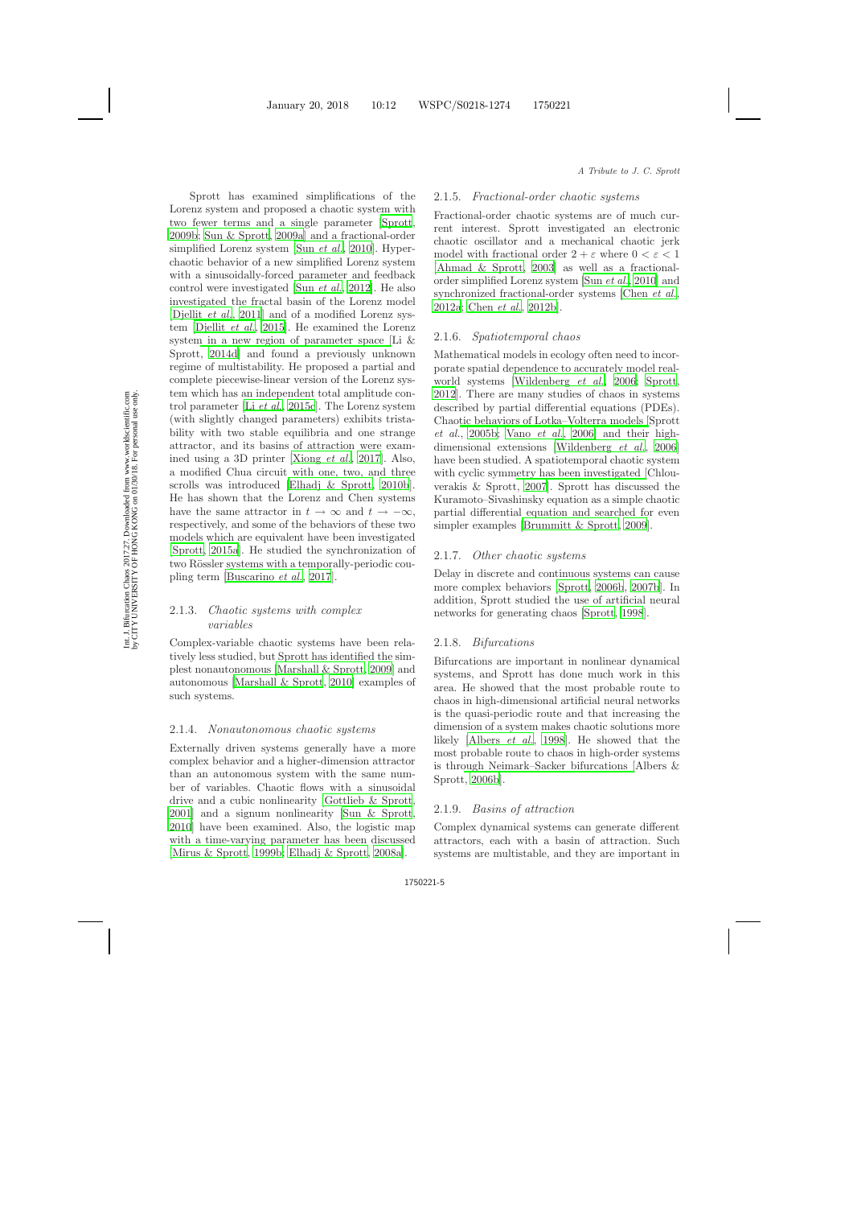Sprott has examined simplifications of the Lorenz system and proposed a chaotic system with two fewer terms and a single parameter [Sprott, 2009b; Sun & Sprott, 2009a] and a fractional-order simplified Lorenz system [Sun *et al.*, 2010]. Hyperchaotic behavior of a new simplified Lorenz system with a sinusoidally-forced parameter and feedback control were investigated [Sun *et al.*, 2012]. He also investigated the fractal basin of the Lorenz model [Djellit *et al.*, 2011] and of a modified Lorenz system [Djellit *et al.*, 2015]. He examined the Lorenz system in a new region of parameter space [Li & Sprott, 2014d] and found a previously unknown regime of multistability. He proposed a partial and complete piecewise-linear version of the Lorenz system which has an independent total amplitude control parameter [Li *et al.*, 2015c]. The Lorenz system (with slightly changed parameters) exhibits tristability with two stable equilibria and one strange attractor, and its basins of attraction were examined using a 3D printer [Xiong *et al.*, 2017]. Also, a modified Chua circuit with one, two, and three scrolls was introduced [Elhadj & Sprott, 2010b]. He has shown that the Lorenz and Chen systems have the same attractor in $t \to \infty$ and $t \to -\infty$, respectively, and some of the behaviors of these two models which are equivalent have been investigated [Sprott, 2015a]. He studied the synchronization of two Rössler systems with a temporally-periodic coupling term [Buscarino *et al.*, 2017].

### 2.1.3. *Chaotic systems with complex variables*

Complex-variable chaotic systems have been relatively less studied, but Sprott has identified the simplest nonautonomous [Marshall & Sprott, 2009] and autonomous [Marshall & Sprott, 2010] examples of such systems.

### 2.1.4. *Nonautonomous chaotic systems*

Externally driven systems generally have a more complex behavior and a higher-dimension attractor than an autonomous system with the same number of variables. Chaotic flows with a sinusoidal drive and a cubic nonlinearity [Gottlieb & Sprott, 2001] and a signum nonlinearity [Sun & Sprott, 2010] have been examined. Also, the logistic map with a time-varying parameter has been discussed [Mirus & Sprott, 1999b; Elhadj & Sprott, 2008a].

### 2.1.5. *Fractional-order chaotic systems*

Fractional-order chaotic systems are of much current interest. Sprott investigated an electronic chaotic oscillator and a mechanical chaotic jerk model with fractional order $2 + \varepsilon$ where $0 < \varepsilon < 1$ [Ahmad & Sprott, 2003] as well as a fractional-order simplified Lorenz system [Sun *et al.*, 2010] and synchronized fractional-order systems [Chen *et al.*, 2012a; Chen *et al.*, 2012b].

### 2.1.6. *Spatiotemporal chaos*

Mathematical models in ecology often need to incorporate spatial dependence to accurately model real-world systems [Wildenberg *et al.*, 2006; Sprott, 2012]. There are many studies of chaos in systems described by partial differential equations (PDEs). Chaotic behaviors of Lotka–Volterra models [Sprott *et al.*, 2005b; Vano *et al.*, 2006] and their high-dimensional extensions [Wildenberg *et al.*, 2006] have been studied. A spatiotemporal chaotic system with cyclic symmetry has been investigated [Chlouverakis & Sprott, 2007]. Sprott has discussed the Kuramoto–Sivashinsky equation as a simple chaotic partial differential equation and searched for even simpler examples [Brummitt & Sprott, 2009].

### 2.1.7. *Other chaotic systems*

Delay in discrete and continuous systems can cause more complex behaviors [Sprott, 2006b, 2007b]. In addition, Sprott studied the use of artificial neural networks for generating chaos [Sprott, 1998].

### 2.1.8. *Bifurcations*

Bifurcations are important in nonlinear dynamical systems, and Sprott has done much work in this area. He showed that the most probable route to chaos in high-dimensional artificial neural networks is the quasi-periodic route and that increasing the dimension of a system makes chaotic solutions more likely [Albers *et al.*, 1998]. He showed that the most probable route to chaos in high-order systems is through Neimark–Sacker bifurcations [Albers & Sprott, 2006b].

### 2.1.9. *Basins of attraction*

Complex dynamical systems can generate different attractors, each with a basin of attraction. Such systems are multistable, and they are important in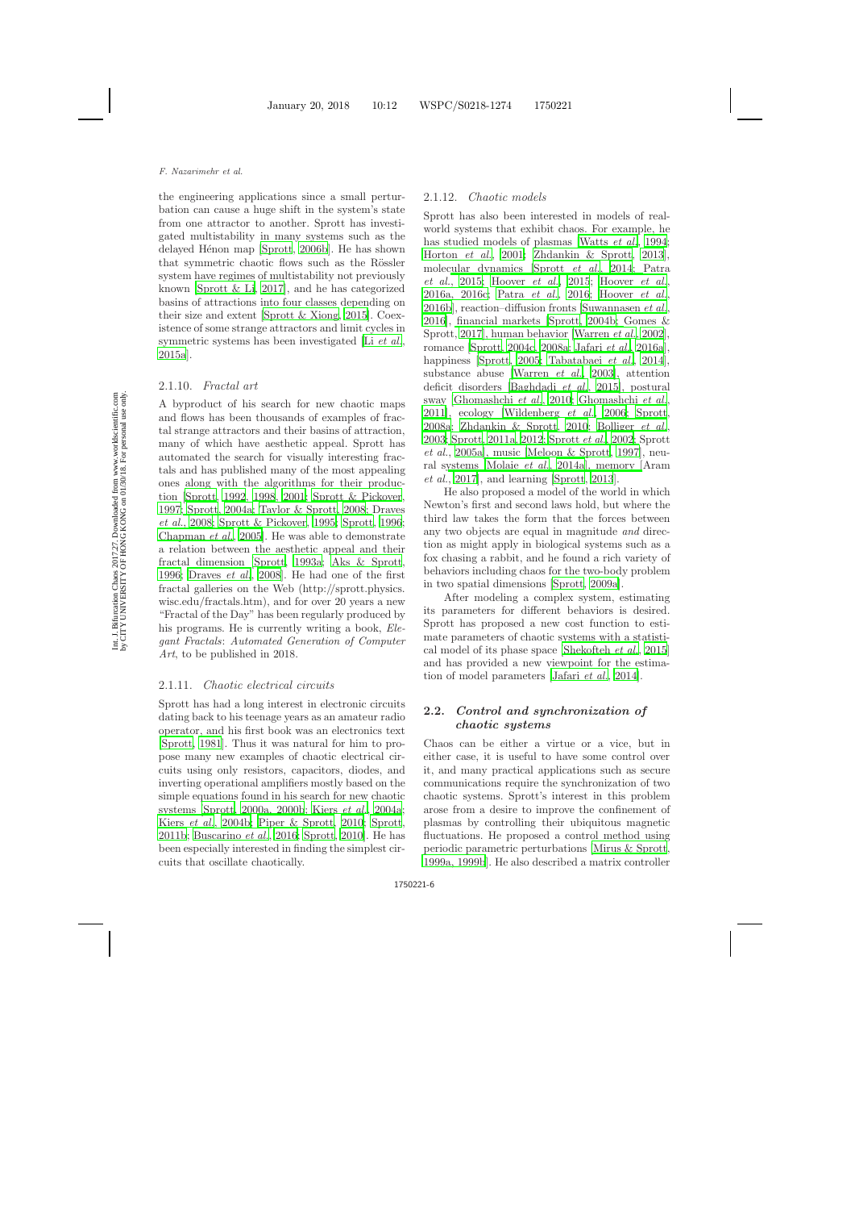the engineering applications since a small perturbation can cause a huge shift in the system's state from one attractor to another. Sprott has investigated multistability in many systems such as the delayed Hénon map [Sprott, 2006b]. He has shown that symmetric chaotic flows such as the Rössler system have regimes of multistability not previously known [Sprott & Li, 2017], and he has categorized basins of attractions into four classes depending on their size and extent [Sprott & Xiong, 2015]. Coexistence of some strange attractors and limit cycles in symmetric systems has been investigated [Li *et al.*, 2015a].

### 2.1.10. *Fractal art*

A byproduct of his search for new chaotic maps and flows has been thousands of examples of fractal strange attractors and their basins of attraction, many of which have aesthetic appeal. Sprott has automated the search for visually interesting fractals and has published many of the most appealing ones along with the algorithms for their production [Sprott, 1992, 1998, 2001; Sprott & Pickover, 1997; Sprott, 2004a; Taylor & Sprott, 2008; Draves *et al.*, 2008; Sprott & Pickover, 1995; Sprott, 1996; Chapman *et al.*, 2005]. He was able to demonstrate a relation between the aesthetic appeal and their fractal dimension [Sprott, 1993a; Aks & Sprott, 1996; Draves *et al.*, 2008]. He had one of the first fractal galleries on the Web (http://sprott.physics.wisc.edu/fractals.htm), and for over 20 years a new "Fractal of the Day" has been regularly produced by his programs. He is currently writing a book, *Elegant Fractals: Automated Generation of Computer Art*, to be published in 2018.

### 2.1.11. *Chaotic electrical circuits*

Sprott has had a long interest in electronic circuits dating back to his teenage years as an amateur radio operator, and his first book was an electronics text [Sprott, 1981]. Thus it was natural for him to propose many new examples of chaotic electrical circuits using only resistors, capacitors, diodes, and inverting operational amplifiers mostly based on the simple equations found in his search for new chaotic systems [Sprott, 2000a, 2000b; Kiers *et al.*, 2004a; Kiers *et al.*, 2004b; Piper & Sprott, 2010; Sprott, 2011b; Buscarino *et al.*, 2016; Sprott, 2010]. He has been especially interested in finding the simplest circuits that oscillate chaotically.

### 2.1.12. *Chaotic models*

Sprott has also been interested in models of real-world systems that exhibit chaos. For example, he has studied models of plasmas [Watts *et al.*, 1994; Horton *et al.*, 2001; Zhdankin & Sprott, 2013], molecular dynamics [Sprott *et al.*, 2014; Patra *et al.*, 2015; Hoover *et al.*, 2015; Hoover *et al.*, 2016a, 2016c; Patra *et al.*, 2016; Hoover *et al.*, 2016b], reaction–diffusion fronts [Suwannasen *et al.*, 2016], financial markets [Sprott, 2004b; Gomes & Sprott, 2017], human behavior [Warren *et al.*, 2002], romance [Sprott, 2004c, 2008a; Jafari *et al.*, 2016a], happiness [Sprott, 2005; Tabatabaei *et al.*, 2014], substance abuse [Warren *et al.*, 2003], attention deficit disorders [Baghdadi *et al.*, 2015], postural sway [Ghomashchi *et al.*, 2010; Ghomashchi *et al.*, 2011], ecology [Wildenberg *et al.*, 2006; Sprott, 2008a; Zhdankin & Sprott, 2010; Bolliger *et al.*, 2003; Sprott, 2011a, 2012; Sprott *et al.*, 2002; Sprott *et al.*, 2005a], music [Meloon & Sprott, 1997], neural systems [Molaie *et al.*, 2014a], memory [Aram *et al.*, 2017], and learning [Sprott, 2013].

He also proposed a model of the world in which Newton's first and second laws hold, but where the third law takes the form that the forces between any two objects are equal in magnitude *and* direction as might apply in biological systems such as a fox chasing a rabbit, and he found a rich variety of behaviors including chaos for the two-body problem in two spatial dimensions [Sprott, 2009a].

After modeling a complex system, estimating its parameters for different behaviors is desired. Sprott has proposed a new cost function to estimate parameters of chaotic systems with a statistical model of its phase space [Shekofteh *et al.*, 2015] and has provided a new viewpoint for the estimation of model parameters [Jafari *et al.*, 2014].

## 2.2. *Control and synchronization of chaotic systems*

Chaos can be either a virtue or a vice, but in either case, it is useful to have some control over it, and many practical applications such as secure communications require the synchronization of two chaotic systems. Sprott's interest in this problem arose from a desire to improve the confinement of plasmas by controlling their ubiquitous magnetic fluctuations. He proposed a control method using periodic parametric perturbations [Mirus & Sprott, 1999a, 1999b]. He also described a matrix controller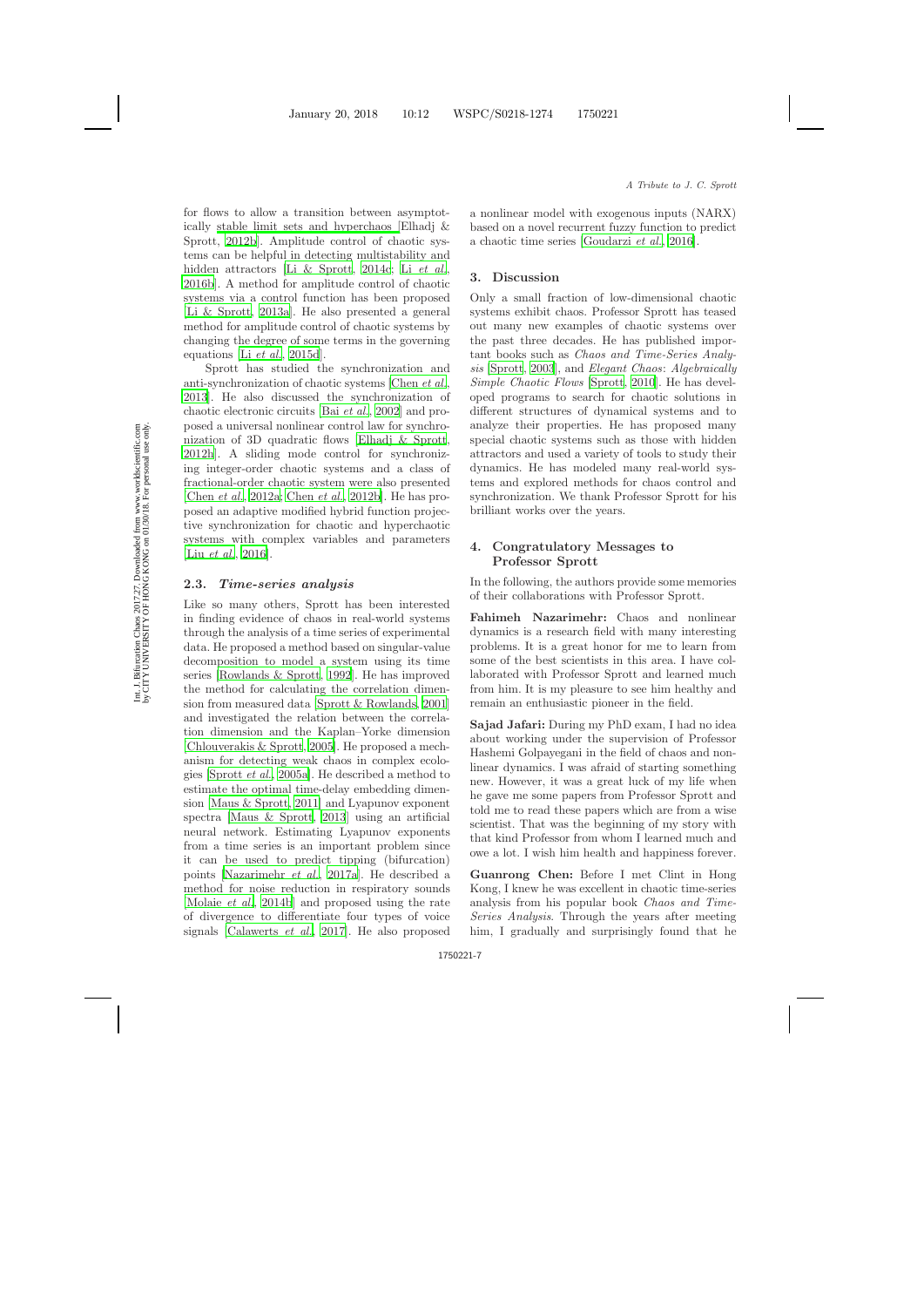for flows to allow a transition between asymptotically stable limit sets and hyperchaos [Elhadj & Sprott, 2012b]. Amplitude control of chaotic systems can be helpful in detecting multistability and hidden attractors [Li & Sprott, 2014c; Li *et al.*, 2016b]. A method for amplitude control of chaotic systems via a control function has been proposed [Li & Sprott, 2013a]. He also presented a general method for amplitude control of chaotic systems by changing the degree of some terms in the governing equations [Li *et al.*, 2015d].

Sprott has studied the synchronization and anti-synchronization of chaotic systems [Chen *et al.*, 2013]. He also discussed the synchronization of chaotic electronic circuits [Bai *et al.*, 2002] and proposed a universal nonlinear control law for synchronization of 3D quadratic flows [Elhadj & Sprott, 2012b]. A sliding mode control for synchronizing integer-order chaotic systems and a class of fractional-order chaotic system were also presented [Chen *et al.*, 2012a; Chen *et al.*, 2012b]. He has proposed an adaptive modified hybrid function projective synchronization for chaotic and hyperchaotic systems with complex variables and parameters [Liu *et al.*, 2016].

### 2.3. *Time-series analysis*

Like so many others, Sprott has been interested in finding evidence of chaos in real-world systems through the analysis of a time series of experimental data. He proposed a method based on singular-value decomposition to model a system using its time series [Rowlands & Sprott, 1992]. He has improved the method for calculating the correlation dimension from measured data [Sprott & Rowlands, 2001] and investigated the relation between the correlation dimension and the Kaplan–Yorke dimension [Chlouverakis & Sprott, 2005]. He proposed a mechanism for detecting weak chaos in complex ecologies [Sprott *et al.*, 2005a]. He described a method to estimate the optimal time-delay embedding dimension [Maus & Sprott, 2011] and Lyapunov exponent spectra [Maus & Sprott, 2013] using an artificial neural network. Estimating Lyapunov exponents from a time series is an important problem since it can be used to predict tipping (bifurcation) points [Nazarimehr *et al.*, 2017a]. He described a method for noise reduction in respiratory sounds [Molaie *et al.*, 2014b] and proposed using the rate of divergence to differentiate four types of voice signals [Calawerts *et al.*, 2017]. He also proposed a nonlinear model with exogenous inputs (NARX) based on a novel recurrent fuzzy function to predict a chaotic time series [Goudarzi *et al.*, 2016].

## 3. Discussion

Only a small fraction of low-dimensional chaotic systems exhibit chaos. Professor Sprott has teased out many new examples of chaotic systems over the past three decades. He has published important books such as *Chaos and Time-Series Analysis* [Sprott, 2003], and *Elegant Chaos: Algebraically Simple Chaotic Flows* [Sprott, 2010]. He has developed programs to search for chaotic solutions in different structures of dynamical systems and to analyze their properties. He has proposed many special chaotic systems such as those with hidden attractors and used a variety of tools to study their dynamics. He has modeled many real-world systems and explored methods for chaos control and synchronization. We thank Professor Sprott for his brilliant works over the years.

## 4. Congratulatory Messages to Professor Sprott

In the following, the authors provide some memories of their collaborations with Professor Sprott.

**Fahimeh Nazarimehr:** Chaos and nonlinear dynamics is a research field with many interesting problems. It is a great honor for me to learn from some of the best scientists in this area. I have collaborated with Professor Sprott and learned much from him. It is my pleasure to see him healthy and remain an enthusiastic pioneer in the field.

**Sajad Jafari:** During my PhD exam, I had no idea about working under the supervision of Professor Hashemi Golpayegani in the field of chaos and nonlinear dynamics. I was afraid of starting something new. However, it was a great luck of my life when he gave me some papers from Professor Sprott and told me to read these papers which are from a wise scientist. That was the beginning of my story with that kind Professor from whom I learned much and owe a lot. I wish him health and happiness forever.

**Guanrong Chen:** Before I met Clint in Hong Kong, I knew he was excellent in chaotic time-series analysis from his popular book *Chaos and Time-Series Analysis*. Through the years after meeting him, I gradually and surprisingly found that he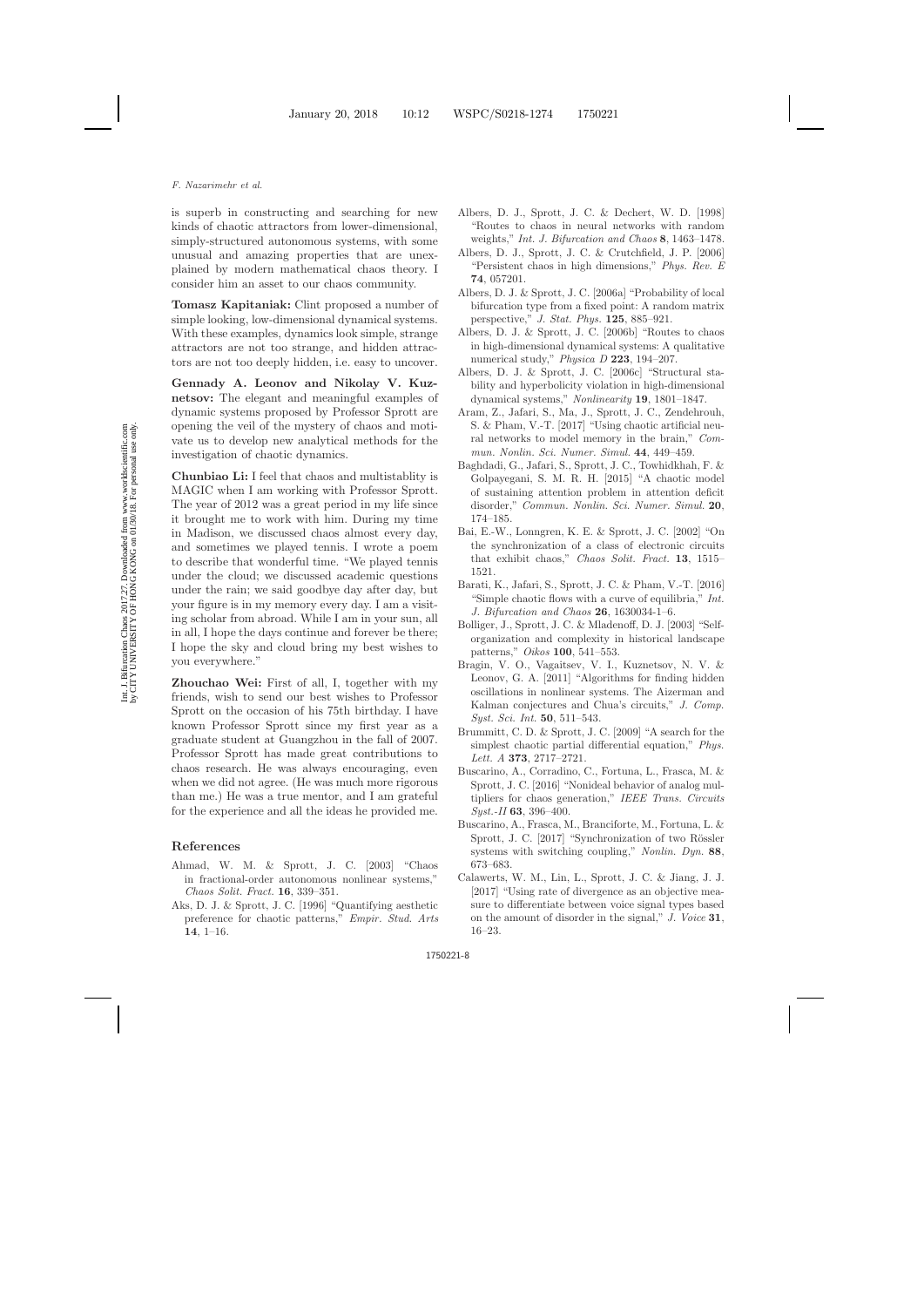is superb in constructing and searching for new kinds of chaotic attractors from lower-dimensional, simply-structured autonomous systems, with some unusual and amazing properties that are unexplained by modern mathematical chaos theory. I consider him an asset to our chaos community.

**Tomasz Kapitaniak:** Clint proposed a number of simple looking, low-dimensional dynamical systems. With these examples, dynamics look simple, strange attractors are not too strange, and hidden attractors are not too deeply hidden, i.e. easy to uncover.

**Gennady A. Leonov and Nikolay V. Kuznetsov:** The elegant and meaningful examples of dynamic systems proposed by Professor Sprott are opening the veil of the mystery of chaos and motivate us to develop new analytical methods for the investigation of chaotic dynamics.

**Chunbiao Li:** I feel that chaos and multistablity is MAGIC when I am working with Professor Sprott. The year of 2012 was a great period in my life since it brought me to work with him. During my time in Madison, we discussed chaos almost every day, and sometimes we played tennis. I wrote a poem to describe that wonderful time. "We played tennis under the cloud; we discussed academic questions under the rain; we said goodbye day after day, but your figure is in my memory every day. I am a visiting scholar from abroad. While I am in your sun, all in all, I hope the days continue and forever be there; I hope the sky and cloud bring my best wishes to you everywhere."

**Zhouchao Wei:** First of all, I, together with my friends, wish to send our best wishes to Professor Sprott on the occasion of his 75th birthday. I have known Professor Sprott since my first year as a graduate student at Guangzhou in the fall of 2007. Professor Sprott has made great contributions to chaos research. He was always encouraging, even when we did not agree. (He was much more rigorous than me.) He was a true mentor, and I am grateful for the experience and all the ideas he provided me.

## References

Ahmad, W. M. & Sprott, J. C. [2003] "Chaos in fractional-order autonomous nonlinear systems," *Chaos Solit. Fract.* **16**, 339–351.

Aks, D. J. & Sprott, J. C. [1996] "Quantifying aesthetic preference for chaotic patterns," *Empir. Stud. Arts* **14**, 1–16.

Albers, D. J., Sprott, J. C. & Dechert, W. D. [1998] "Routes to chaos in neural networks with random weights," *Int. J. Bifurcation and Chaos* **8**, 1463–1478.

Albers, D. J., Sprott, J. C. & Crutchfield, J. P. [2006] "Persistent chaos in high dimensions," *Phys. Rev. E* **74**, 057201.

Albers, D. J. & Sprott, J. C. [2006a] "Probability of local bifurcation type from a fixed point: A random matrix perspective," *J. Stat. Phys.* **125**, 885–921.

Albers, D. J. & Sprott, J. C. [2006b] "Routes to chaos in high-dimensional dynamical systems: A qualitative numerical study," *Physica D* **223**, 194–207.

Albers, D. J. & Sprott, J. C. [2006c] "Structural stability and hyperbolicity violation in high-dimensional dynamical systems," *Nonlinearity* **19**, 1801–1847.

Aram, Z., Jafari, S., Ma, J., Sprott, J. C., Zendehrouh, S. & Pham, V.-T. [2017] "Using chaotic artificial neural networks to model memory in the brain," *Commun. Nonlin. Sci. Numer. Simul.* **44**, 449–459.

Baghdadi, G., Jafari, S., Sprott, J. C., Towhidkhah, F. & Golpayegani, S. M. R. H. [2015] "A chaotic model of sustaining attention problem in attention deficit disorder," *Commun. Nonlin. Sci. Numer. Simul.* **20**, 174–185.

Bai, E.-W., Lonngren, K. E. & Sprott, J. C. [2002] "On the synchronization of a class of electronic circuits that exhibit chaos," *Chaos Solit. Fract.* **13**, 1515–1521.

Barati, K., Jafari, S., Sprott, J. C. & Pham, V.-T. [2016] "Simple chaotic flows with a curve of equilibria," *Int. J. Bifurcation and Chaos* **26**, 1630034-1–6.

Bolliger, J., Sprott, J. C. & Mladenoff, D. J. [2003] "Self-organization and complexity in historical landscape patterns," *Oikos* **100**, 541–553.

Bragin, V. O., Vagaitsev, V. I., Kuznetsov, N. V. & Leonov, G. A. [2011] "Algorithms for finding hidden oscillations in nonlinear systems. The Aizerman and Kalman conjectures and Chua's circuits," *J. Comp. Syst. Sci. Int.* **50**, 511–543.

Brummitt, C. D. & Sprott, J. C. [2009] "A search for the simplest chaotic partial differential equation," *Phys. Lett. A* **373**, 2717–2721.

Buscarino, A., Corradino, C., Fortuna, L., Frasca, M. & Sprott, J. C. [2016] "Nonideal behavior of analog multipliers for chaos generation," *IEEE Trans. Circuits Syst.-II* **63**, 396–400.

Buscarino, A., Frasca, M., Branciforte, M., Fortuna, L. & Sprott, J. C. [2017] "Synchronization of two Rössler systems with switching coupling," *Nonlin. Dyn.* **88**, 673–683.

Calawerts, W. M., Lin, L., Sprott, J. C. & Jiang, J. J. [2017] "Using rate of divergence as an objective measure to differentiate between voice signal types based on the amount of disorder in the signal," *J. Voice* **31**, 16–23.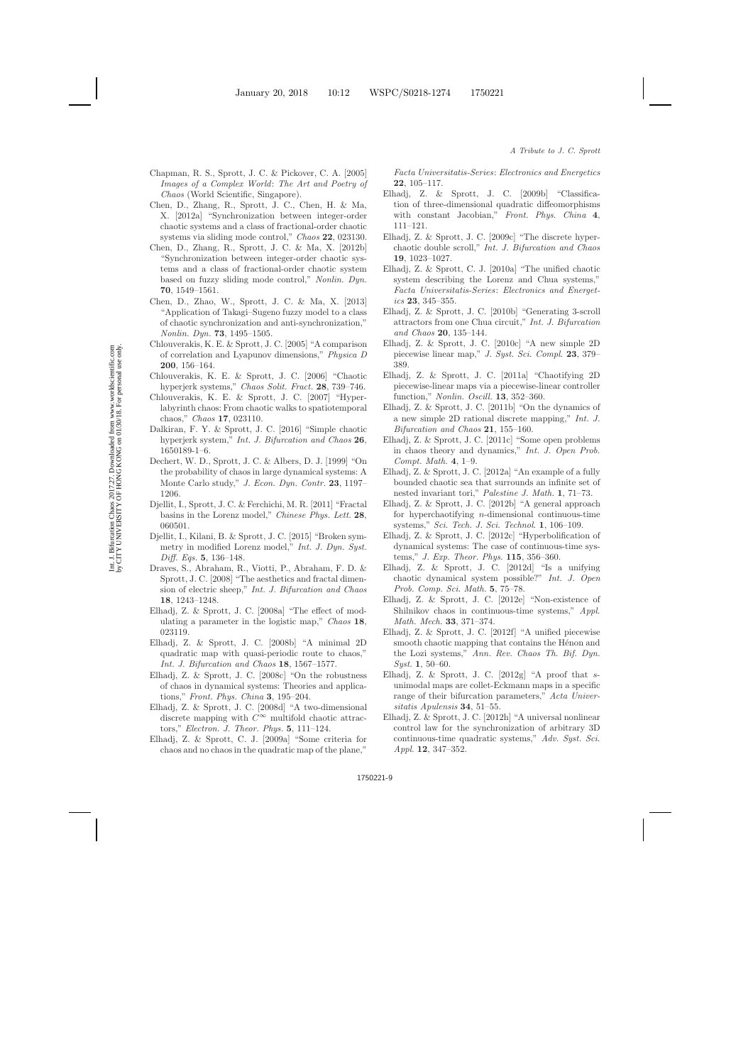Chapman, R. S., Sprott, J. C. & Pickover, C. A. [2005] *Images of a Complex World*: *The Art and Poetry of Chaos* (World Scientific, Singapore).

Chen, D., Zhang, R., Sprott, J. C., Chen, H. & Ma, X. [2012a] "Synchronization between integer-order chaotic systems and a class of fractional-order chaotic systems via sliding mode control," *Chaos* **22**, 023130.

Chen, D., Zhang, R., Sprott, J. C. & Ma, X. [2012b] "Synchronization between integer-order chaotic systems and a class of fractional-order chaotic system based on fuzzy sliding mode control," *Nonlin. Dyn.* **70**, 1549–1561.

Chen, D., Zhao, W., Sprott, J. C. & Ma, X. [2013] "Application of Takagi–Sugeno fuzzy model to a class of chaotic synchronization and anti-synchronization," *Nonlin. Dyn.* **73**, 1495–1505.

Chlouverakis, K. E. & Sprott, J. C. [2005] "A comparison of correlation and Lyapunov dimensions," *Physica D* **200**, 156–164.

Chlouverakis, K. E. & Sprott, J. C. [2006] "Chaotic hyperjerk systems," *Chaos Solit. Fract.* **28**, 739–746.

Chlouverakis, K. E. & Sprott, J. C. [2007] "Hyperlabyrinth chaos: From chaotic walks to spatiotemporal chaos," *Chaos* **17**, 023110.

Dalkiran, F. Y. & Sprott, J. C. [2016] "Simple chaotic hyperjerk system," *Int. J. Bifurcation and Chaos* **26**, 1650189-1–6.

Dechert, W. D., Sprott, J. C. & Albers, D. J. [1999] "On the probability of chaos in large dynamical systems: A Monte Carlo study," *J. Econ. Dyn. Contr.* **23**, 1197–1206.

Djellit, I., Sprott, J. C. & Ferchichi, M. R. [2011] "Fractal basins in the Lorenz model," *Chinese Phys. Lett.* **28**, 060501.

Djellit, I., Kilani, B. & Sprott, J. C. [2015] "Broken symmetry in modified Lorenz model," *Int. J. Dyn. Syst. Diff. Eqs.* **5**, 136–148.

Draves, S., Abraham, R., Viotti, P., Abraham, F. D. & Sprott, J. C. [2008] "The aesthetics and fractal dimension of electric sheep," *Int. J. Bifurcation and Chaos* **18**, 1243–1248.

Elhadj, Z. & Sprott, J. C. [2008a] "The effect of modulating a parameter in the logistic map," *Chaos* **18**, 023119.

Elhadj, Z. & Sprott, J. C. [2008b] "A minimal 2D quadratic map with quasi-periodic route to chaos," *Int. J. Bifurcation and Chaos* **18**, 1567–1577.

Elhadj, Z. & Sprott, J. C. [2008c] "On the robustness of chaos in dynamical systems: Theories and applications," *Front. Phys. China* **3**, 195–204.

Elhadj, Z. & Sprott, J. C. [2008d] "A two-dimensional discrete mapping with $C^\infty$ multifold chaotic attractors," *Electron. J. Theor. Phys.* **5**, 111–124.

Elhadj, Z. & Sprott, C. J. [2009a] "Some criteria for chaos and no chaos in the quadratic map of the plane," *Facta Universitatis-Series*: *Electronics and Energetics* **22**, 105–117.

Elhadj, Z. & Sprott, J. C. [2009b] "Classification of three-dimensional quadratic diffeomorphisms with constant Jacobian," *Front. Phys. China* **4**, 111–121.

Elhadj, Z. & Sprott, J. C. [2009c] "The discrete hyperchaotic double scroll," *Int. J. Bifurcation and Chaos* **19**, 1023–1027.

Elhadj, Z. & Sprott, C. J. [2010a] "The unified chaotic system describing the Lorenz and Chua systems," *Facta Universitatis-Series*: *Electronics and Energetics* **23**, 345–355.

Elhadj, Z. & Sprott, J. C. [2010b] "Generating 3-scroll attractors from one Chua circuit," *Int. J. Bifurcation and Chaos* **20**, 135–144.

Elhadj, Z. & Sprott, J. C. [2010c] "A new simple 2D piecewise linear map," *J. Syst. Sci. Compl.* **23**, 379–389.

Elhadj, Z. & Sprott, J. C. [2011a] "Chaotifying 2D piecewise-linear maps via a piecewise-linear controller function," *Nonlin. Oscill.* **13**, 352–360.

Elhadj, Z. & Sprott, J. C. [2011b] "On the dynamics of a new simple 2D rational discrete mapping," *Int. J. Bifurcation and Chaos* **21**, 155–160.

Elhadj, Z. & Sprott, J. C. [2011c] "Some open problems in chaos theory and dynamics," *Int. J. Open Prob. Compt. Math.* **4**, 1–9.

Elhadj, Z. & Sprott, J. C. [2012a] "An example of a fully bounded chaotic sea that surrounds an infinite set of nested invariant tori," *Palestine J. Math.* **1**, 71–73.

Elhadj, Z. & Sprott, J. C. [2012b] "A general approach for hyperchaotifying $n$-dimensional continuous-time systems," *Sci. Tech. J. Sci. Technol.* **1**, 106–109.

Elhadj, Z. & Sprott, J. C. [2012c] "Hyperbolification of dynamical systems: The case of continuous-time systems," *J. Exp. Theor. Phys.* **115**, 356–360.

Elhadj, Z. & Sprott, J. C. [2012d] "Is a unifying chaotic dynamical system possible?" *Int. J. Open Prob. Comp. Sci. Math.* **5**, 75–78.

Elhadj, Z. & Sprott, J. C. [2012e] "Non-existence of Shilnikov chaos in continuous-time systems," *Appl. Math. Mech.* **33**, 371–374.

Elhadj, Z. & Sprott, J. C. [2012f] "A unified piecewise smooth chaotic mapping that contains the Hénon and the Lozi systems," *Ann. Rev. Chaos Th. Bif. Dyn. Syst.* **1**, 50–60.

Elhadj, Z. & Sprott, J. C. [2012g] "A proof that $s$-unimodal maps are collet-Eckmann maps in a specific range of their bifurcation parameters," *Acta Universitatis Apulensis* **34**, 51–55.

Elhadj, Z. & Sprott, J. C. [2012h] "A universal nonlinear control law for the synchronization of arbitrary 3D continuous-time quadratic systems," *Adv. Syst. Sci. Appl.* **12**, 347–352.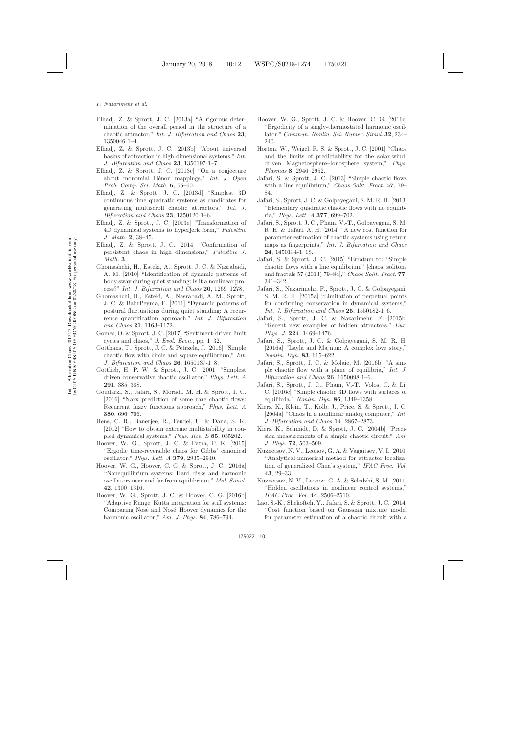Elhadj, Z. & Sprott, J. C. [2013a] "A rigorous determination of the overall period in the structure of a chaotic attractor," *Int. J. Bifurcation and Chaos* **23**, 1350046-1–4.

Elhadj, Z. & Sprott, J. C. [2013b] "About universal basins of attraction in high-dimensional systems," *Int. J. Bifurcation and Chaos* **23**, 1350197-1–7.

Elhadj, Z. & Sprott, J. C. [2013c] "On a conjecture about monomial Hénon mappings," *Int. J. Open Prob. Comp. Sci. Math.* **6**, 55–60.

Elhadj, Z. & Sprott, J. C. [2013d] "Simplest 3D continuous-time quadratic systems as candidates for generating multiscroll chaotic attractors," *Int. J. Bifurcation and Chaos* **23**, 1350120-1–6.

Elhadj, Z. & Sprott, J. C. [2013e] "Transformation of 4D dynamical systems to hyperjerk form," *Palestine J. Math.* **2**, 38–45.

Elhadj, Z. & Sprott, J. C. [2014] "Confirmation of persistent chaos in high dimensions," *Palestine J. Math.* **3**.

Ghomashchi, H., Esteki, A., Sprott, J. C. & Nasrabadi, A. M. [2010] "Identification of dynamic patterns of body sway during quiet standing: Is it a nonlinear process?" *Int. J. Bifurcation and Chaos* **20**, 1269–1278.

Ghomashchi, H., Esteki, A., Nasrabadi, A. M., Sprott, J. C. & BahrPeyma, F. [2011] "Dynamic patterns of postural fluctuations during quiet standing: A recurrence quantification approach," *Int. J. Bifurcation and Chaos* **21**, 1163–1172.

Gomes, O. & Sprott, J. C. [2017] "Sentiment-driven limit cycles and chaos," *J. Evol. Econ.*, pp. 1–32.

Gotthans, T., Sprott, J. C. & Petrzela, J. [2016] "Simple chaotic flow with circle and square equilibrium," *Int. J. Bifurcation and Chaos* **26**, 1650137-1–8.

Gottlieb, H. P. W. & Sprott, J. C. [2001] "Simplest driven conservative chaotic oscillator," *Phys. Lett. A* **291**, 385–388.

Goudarzi, S., Jafari, S., Moradi, M. H. & Sprott, J. C. [2016] "Narx prediction of some rare chaotic flows: Recurrent fuzzy functions approach," *Phys. Lett. A* **380**, 696–706.

Hens, C. R., Banerjee, R., Feudel, U. & Dana, S. K. [2012] "How to obtain extreme multistability in coupled dynamical systems," *Phys. Rev. E* **85**, 035202.

Hoover, W. G., Sprott, J. C. & Patra, P. K. [2015] "Ergodic time-reversible chaos for Gibbs' canonical oscillator," *Phys. Lett. A* **379**, 2935–2940.

Hoover, W. G., Hoover, C. G. & Sprott, J. C. [2016a] "Nonequilibrium systems: Hard disks and harmonic oscillators near and far from equilibrium," *Mol. Simul.* **42**, 1300–1316.

Hoover, W. G., Sprott, J. C. & Hoover, C. G. [2016b] "Adaptive Runge–Kutta integration for stiff systems: Comparing Nosé and Nosé–Hoover dynamics for the harmonic oscillator," *Am. J. Phys.* **84**, 786–794.

Hoover, W. G., Sprott, J. C. & Hoover, C. G. [2016c] "Ergodicity of a singly-thermostated harmonic oscillator," *Commun. Nonlin. Sci. Numer. Simul.* **32**, 234–240.

Horton, W., Weigel, R. S. & Sprott, J. C. [2001] "Chaos and the limits of predictability for the solar-wind-driven Magnetosphere–Ionosphere system," *Phys. Plasmas* **8**, 2946–2952.

Jafari, S. & Sprott, J. C. [2013] "Simple chaotic flows with a line equilibrium," *Chaos Solit. Fract.* **57**, 79–84.

Jafari, S., Sprott, J. C. & Golpayegani, S. M. R. H. [2013] "Elementary quadratic chaotic flows with no equilibria," *Phys. Lett. A* **377**, 699–702.

Jafari, S., Sprott, J. C., Pham, V.-T., Golpayegani, S. M. R. H. & Jafari, A. H. [2014] "A new cost function for parameter estimation of chaotic systems using return maps as fingerprints," *Int. J. Bifurcation and Chaos* **24**, 1450134-1–18.

Jafari, S. & Sprott, J. C. [2015] "Erratum to: "Simple chaotic flows with a line equilibrium" [chaos, solitons and fractals 57 (2013) 79–84]," *Chaos Solit. Fract.* **77**, 341–342.

Jafari, S., Nazarimehr, F., Sprott, J. C. & Golpayegani, S. M. R. H. [2015a] "Limitation of perpetual points for confirming conservation in dynamical systems," *Int. J. Bifurcation and Chaos* **25**, 1550182-1–6.

Jafari, S., Sprott, J. C. & Nazarimehr, F. [2015b] "Recent new examples of hidden attractors," *Eur. Phys. J.* **224**, 1469–1476.

Jafari, S., Sprott, J. C. & Golpayegani, S. M. R. H. [2016a] "Layla and Majnun: A complex love story," *Nonlin. Dyn.* **83**, 615–622.

Jafari, S., Sprott, J. C. & Molaie, M. [2016b] "A simple chaotic flow with a plane of equilibria," *Int. J. Bifurcation and Chaos* **26**, 1650098-1–6.

Jafari, S., Sprott, J. C., Pham, V.-T., Volos, C. & Li, C. [2016c] "Simple chaotic 3D flows with surfaces of equilibria," *Nonlin. Dyn.* **86**, 1349–1358.

Kiers, K., Klein, T., Kolb, J., Price, S. & Sprott, J. C. [2004a] "Chaos in a nonlinear analog computer," *Int. J. Bifurcation and Chaos* **14**, 2867–2873.

Kiers, K., Schmidt, D. & Sprott, J. C. [2004b] "Precision measurements of a simple chaotic circuit," *Am. J. Phys.* **72**, 503–509.

Kuznetsov, N. V., Leonov, G. A. & Vagaitsev, V. I. [2010] "Analytical-numerical method for attractor localization of generalized Chua's system," *IFAC Proc. Vol.* **43**, 29–33.

Kuznetsov, N. V., Leonov, G. A. & Seledzhi, S. M. [2011] "Hidden oscillations in nonlinear control systems," *IFAC Proc. Vol.* **44**, 2506–2510.

Lao, S.-K., Shekofteh, Y., Jafari, S. & Sprott, J. C. [2014] "Cost function based on Gaussian mixture model for parameter estimation of a chaotic circuit with a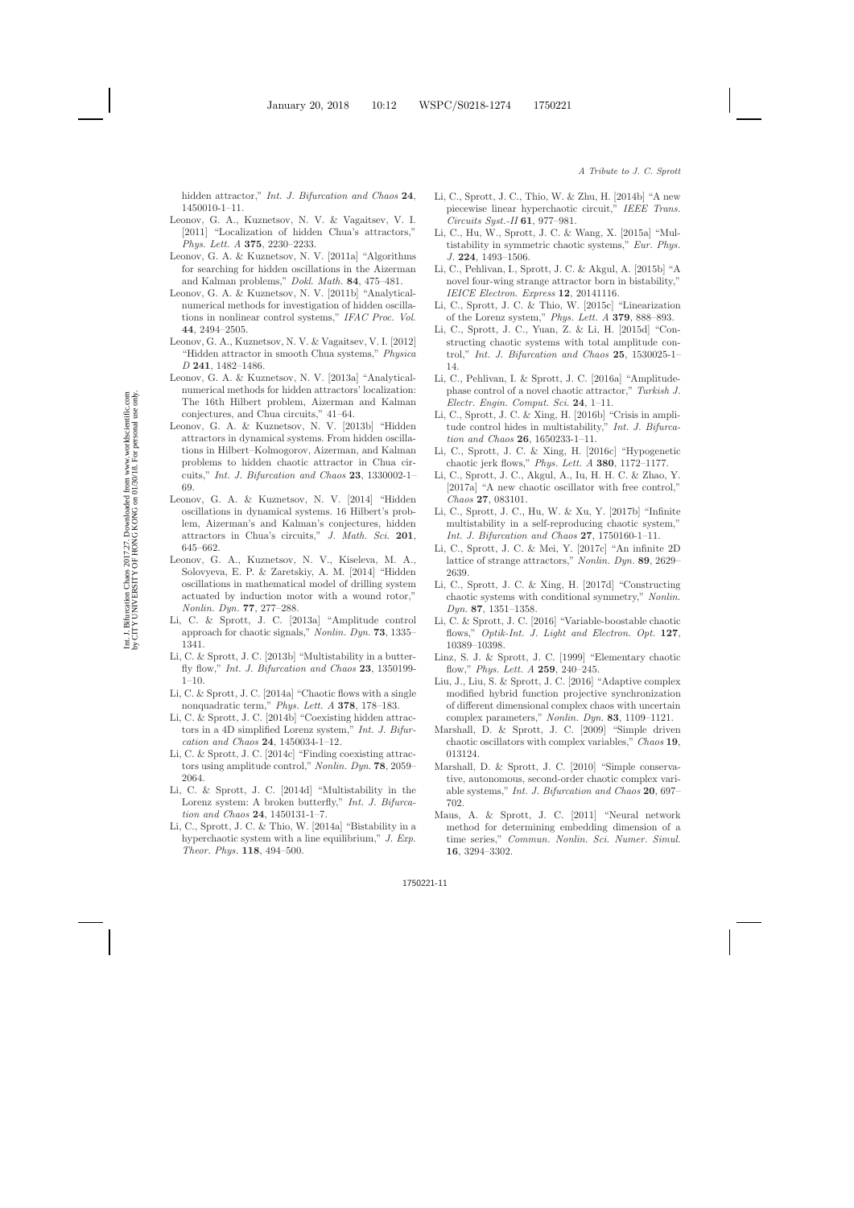hidden attractor," *Int. J. Bifurcation and Chaos* **24**, 1450010-1–11.

Leonov, G. A., Kuznetsov, N. V. & Vagaitsev, V. I. [2011] "Localization of hidden Chua's attractors," *Phys. Lett. A* **375**, 2230–2233.

Leonov, G. A. & Kuznetsov, N. V. [2011a] "Algorithms for searching for hidden oscillations in the Aizerman and Kalman problems," *Dokl. Math.* **84**, 475–481.

Leonov, G. A. & Kuznetsov, N. V. [2011b] "Analytical-numerical methods for investigation of hidden oscillations in nonlinear control systems," *IFAC Proc. Vol.* **44**, 2494–2505.

Leonov, G. A., Kuznetsov, N. V. & Vagaitsev, V. I. [2012] "Hidden attractor in smooth Chua systems," *Physica D* **241**, 1482–1486.

Leonov, G. A. & Kuznetsov, N. V. [2013a] "Analytical-numerical methods for hidden attractors' localization: The 16th Hilbert problem, Aizerman and Kalman conjectures, and Chua circuits," 41–64.

Leonov, G. A. & Kuznetsov, N. V. [2013b] "Hidden attractors in dynamical systems. From hidden oscillations in Hilbert–Kolmogorov, Aizerman, and Kalman problems to hidden chaotic attractor in Chua circuits," *Int. J. Bifurcation and Chaos* **23**, 1330002-1–69.

Leonov, G. A. & Kuznetsov, N. V. [2014] "Hidden oscillations in dynamical systems. 16 Hilbert's problem, Aizerman's and Kalman's conjectures, hidden attractors in Chua's circuits," *J. Math. Sci.* **201**, 645–662.

Leonov, G. A., Kuznetsov, N. V., Kiseleva, M. A., Solovyeva, E. P. & Zaretskiy, A. M. [2014] "Hidden oscillations in mathematical model of drilling system actuated by induction motor with a wound rotor," *Nonlin. Dyn.* **77**, 277–288.

Li, C. & Sprott, J. C. [2013a] "Amplitude control approach for chaotic signals," *Nonlin. Dyn.* **73**, 1335–1341.

Li, C. & Sprott, J. C. [2013b] "Multistability in a butterfly flow," *Int. J. Bifurcation and Chaos* **23**, 1350199-1–10.

Li, C. & Sprott, J. C. [2014a] "Chaotic flows with a single nonquadratic term," *Phys. Lett. A* **378**, 178–183.

Li, C. & Sprott, J. C. [2014b] "Coexisting hidden attractors in a 4D simplified Lorenz system," *Int. J. Bifurcation and Chaos* **24**, 1450034-1–12.

Li, C. & Sprott, J. C. [2014c] "Finding coexisting attractors using amplitude control," *Nonlin. Dyn.* **78**, 2059–2064.

Li, C. & Sprott, J. C. [2014d] "Multistability in the Lorenz system: A broken butterfly," *Int. J. Bifurcation and Chaos* **24**, 1450131-1–7.

Li, C., Sprott, J. C. & Thio, W. [2014a] "Bistability in a hyperchaotic system with a line equilibrium," *J. Exp. Theor. Phys.* **118**, 494–500.

Li, C., Sprott, J. C., Thio, W. & Zhu, H. [2014b] "A new piecewise linear hyperchaotic circuit," *IEEE Trans. Circuits Syst.-II* **61**, 977–981.

Li, C., Hu, W., Sprott, J. C. & Wang, X. [2015a] "Multistability in symmetric chaotic systems," *Eur. Phys. J.* **224**, 1493–1506.

Li, C., Pehlivan, I., Sprott, J. C. & Akgul, A. [2015b] "A novel four-wing strange attractor born in bistability," *IEICE Electron. Express* **12**, 20141116.

Li, C., Sprott, J. C. & Thio, W. [2015c] "Linearization of the Lorenz system," *Phys. Lett. A* **379**, 888–893.

Li, C., Sprott, J. C., Yuan, Z. & Li, H. [2015d] "Constructing chaotic systems with total amplitude control," *Int. J. Bifurcation and Chaos* **25**, 1530025-1–14.

Li, C., Pehlivan, I. & Sprott, J. C. [2016a] "Amplitude-phase control of a novel chaotic attractor," *Turkish J. Electr. Engin. Comput. Sci.* **24**, 1–11.

Li, C., Sprott, J. C. & Xing, H. [2016b] "Crisis in amplitude control hides in multistability," *Int. J. Bifurcation and Chaos* **26**, 1650233-1–11.

Li, C., Sprott, J. C. & Xing, H. [2016c] "Hypogenetic chaotic jerk flows," *Phys. Lett. A* **380**, 1172–1177.

Li, C., Sprott, J. C., Akgul, A., Iu, H. H. C. & Zhao, Y. [2017a] "A new chaotic oscillator with free control," *Chaos* **27**, 083101.

Li, C., Sprott, J. C., Hu, W. & Xu, Y. [2017b] "Infinite multistability in a self-reproducing chaotic system," *Int. J. Bifurcation and Chaos* **27**, 1750160-1–11.

Li, C., Sprott, J. C. & Mei, Y. [2017c] "An infinite 2D lattice of strange attractors," *Nonlin. Dyn.* **89**, 2629–2639.

Li, C., Sprott, J. C. & Xing, H. [2017d] "Constructing chaotic systems with conditional symmetry," *Nonlin. Dyn.* **87**, 1351–1358.

Li, C. & Sprott, J. C. [2016] "Variable-boostable chaotic flows," *Optik-Int. J. Light and Electron. Opt.* **127**, 10389–10398.

Linz, S. J. & Sprott, J. C. [1999] "Elementary chaotic flow," *Phys. Lett. A* **259**, 240–245.

Liu, J., Liu, S. & Sprott, J. C. [2016] "Adaptive complex modified hybrid function projective synchronization of different dimensional complex chaos with uncertain complex parameters," *Nonlin. Dyn.* **83**, 1109–1121.

Marshall, D. & Sprott, J. C. [2009] "Simple driven chaotic oscillators with complex variables," *Chaos* **19**, 013124.

Marshall, D. & Sprott, J. C. [2010] "Simple conservative, autonomous, second-order chaotic complex variable systems," *Int. J. Bifurcation and Chaos* **20**, 697–702.

Maus, A. & Sprott, J. C. [2011] "Neural network method for determining embedding dimension of a time series," *Commun. Nonlin. Sci. Numer. Simul.* **16**, 3294–3302.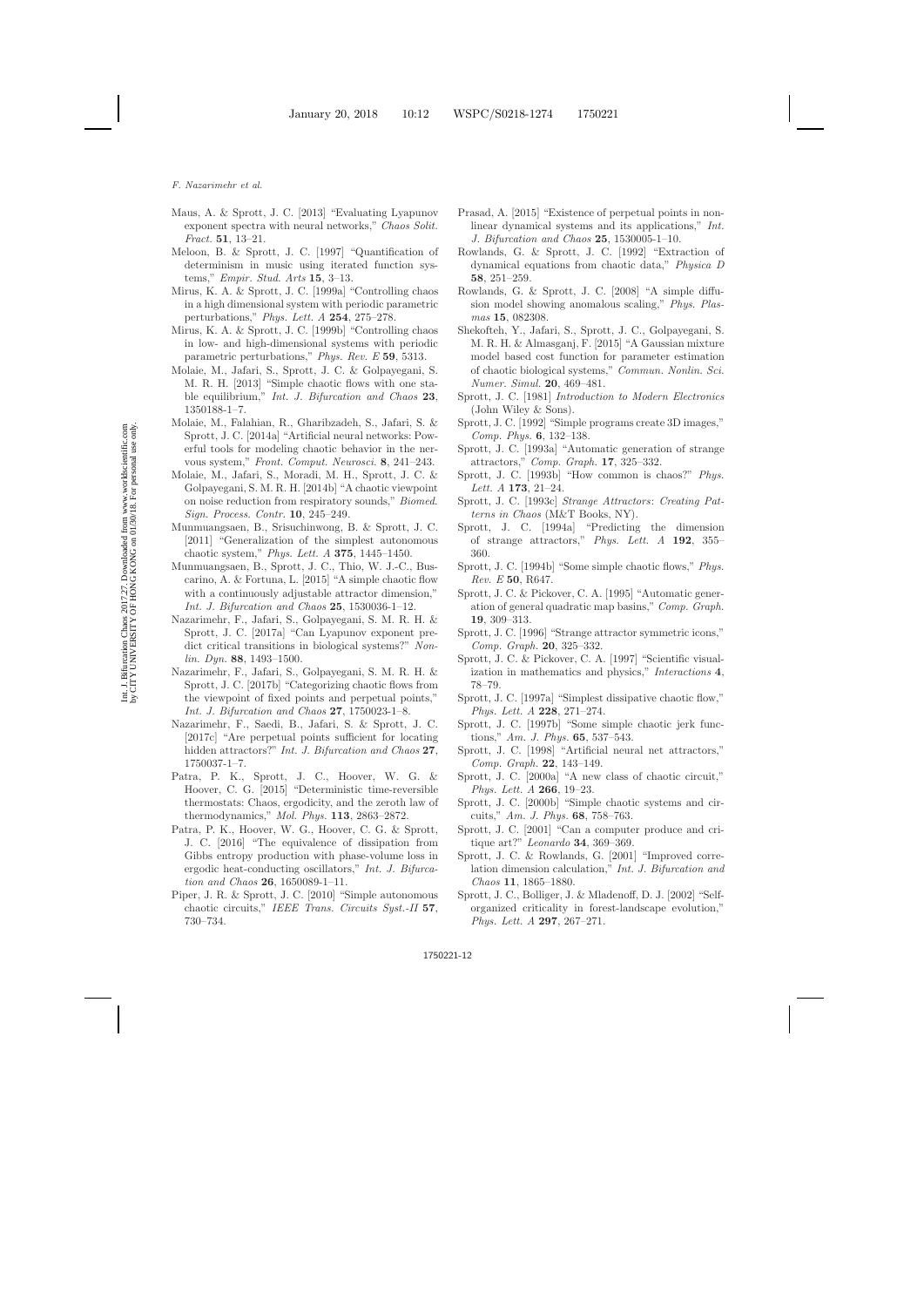Maus, A. & Sprott, J. C. [2013] "Evaluating Lyapunov exponent spectra with neural networks," *Chaos Solit. Fract.* **51**, 13–21.

Meloon, B. & Sprott, J. C. [1997] "Quantification of determinism in music using iterated function systems," *Empir. Stud. Arts* **15**, 3–13.

Mirus, K. A. & Sprott, J. C. [1999a] "Controlling chaos in a high dimensional system with periodic parametric perturbations," *Phys. Lett. A* **254**, 275–278.

Mirus, K. A. & Sprott, J. C. [1999b] "Controlling chaos in low- and high-dimensional systems with periodic parametric perturbations," *Phys. Rev. E* **59**, 5313.

Molaie, M., Jafari, S., Sprott, J. C. & Golpayegani, S. M. R. H. [2013] "Simple chaotic flows with one stable equilibrium," *Int. J. Bifurcation and Chaos* **23**, 1350188-1–7.

Molaie, M., Falahian, R., Gharibzadeh, S., Jafari, S. & Sprott, J. C. [2014a] "Artificial neural networks: Powerful tools for modeling chaotic behavior in the nervous system," *Front. Comput. Neurosci.* **8**, 241–243.

Molaie, M., Jafari, S., Moradi, M. H., Sprott, J. C. & Golpayegani, S. M. R. H. [2014b] "A chaotic viewpoint on noise reduction from respiratory sounds," *Biomed. Sign. Process. Contr.* **10**, 245–249.

Munmuangsaen, B., Srisuchinwong, B. & Sprott, J. C. [2011] "Generalization of the simplest autonomous chaotic system," *Phys. Lett. A* **375**, 1445–1450.

Munmuangsaen, B., Sprott, J. C., Thio, W. J.-C., Buscarino, A. & Fortuna, L. [2015] "A simple chaotic flow with a continuously adjustable attractor dimension," *Int. J. Bifurcation and Chaos* **25**, 1530036-1–12.

Nazarimehr, F., Jafari, S., Golpayegani, S. M. R. H. & Sprott, J. C. [2017a] "Can Lyapunov exponent predict critical transitions in biological systems?" *Nonlin. Dyn.* **88**, 1493–1500.

Nazarimehr, F., Jafari, S., Golpayegani, S. M. R. H. & Sprott, J. C. [2017b] "Categorizing chaotic flows from the viewpoint of fixed points and perpetual points," *Int. J. Bifurcation and Chaos* **27**, 1750023-1–8.

Nazarimehr, F., Saedi, B., Jafari, S. & Sprott, J. C. [2017c] "Are perpetual points sufficient for locating hidden attractors?" *Int. J. Bifurcation and Chaos* **27**, 1750037-1–7.

Patra, P. K., Sprott, J. C., Hoover, W. G. & Hoover, C. G. [2015] "Deterministic time-reversible thermostats: Chaos, ergodicity, and the zeroth law of thermodynamics," *Mol. Phys.* **113**, 2863–2872.

Patra, P. K., Hoover, W. G., Hoover, C. G. & Sprott, J. C. [2016] "The equivalence of dissipation from Gibbs entropy production with phase-volume loss in ergodic heat-conducting oscillators," *Int. J. Bifurcation and Chaos* **26**, 1650089-1–11.

Piper, J. R. & Sprott, J. C. [2010] "Simple autonomous chaotic circuits," *IEEE Trans. Circuits Syst.-II* **57**, 730–734.

Prasad, A. [2015] "Existence of perpetual points in nonlinear dynamical systems and its applications," *Int. J. Bifurcation and Chaos* **25**, 1530005-1–10.

Rowlands, G. & Sprott, J. C. [1992] "Extraction of dynamical equations from chaotic data," *Physica D* **58**, 251–259.

Rowlands, G. & Sprott, J. C. [2008] "A simple diffusion model showing anomalous scaling," *Phys. Plasmas* **15**, 082308.

Shekofteh, Y., Jafari, S., Sprott, J. C., Golpayegani, S. M. R. H. & Almasganj, F. [2015] "A Gaussian mixture model based cost function for parameter estimation of chaotic biological systems," *Commun. Nonlin. Sci. Numer. Simul.* **20**, 469–481.

Sprott, J. C. [1981] *Introduction to Modern Electronics* (John Wiley & Sons).

Sprott, J. C. [1992] "Simple programs create 3D images," *Comp. Phys.* **6**, 132–138.

Sprott, J. C. [1993a] "Automatic generation of strange attractors," *Comp. Graph.* **17**, 325–332.

Sprott, J. C. [1993b] "How common is chaos?" *Phys. Lett. A* **173**, 21–24.

Sprott, J. C. [1993c] *Strange Attractors: Creating Patterns in Chaos* (M&T Books, NY).

Sprott, J. C. [1994a] "Predicting the dimension of strange attractors," *Phys. Lett. A* **192**, 355–360.

Sprott, J. C. [1994b] "Some simple chaotic flows," *Phys. Rev. E* **50**, R647.

Sprott, J. C. & Pickover, C. A. [1995] "Automatic generation of general quadratic map basins," *Comp. Graph.* **19**, 309–313.

Sprott, J. C. [1996] "Strange attractor symmetric icons," *Comp. Graph.* **20**, 325–332.

Sprott, J. C. & Pickover, C. A. [1997] "Scientific visualization in mathematics and physics," *Interactions* **4**, 78–79.

Sprott, J. C. [1997a] "Simplest dissipative chaotic flow," *Phys. Lett. A* **228**, 271–274.

Sprott, J. C. [1997b] "Some simple chaotic jerk functions," *Am. J. Phys.* **65**, 537–543.

Sprott, J. C. [1998] "Artificial neural net attractors," *Comp. Graph.* **22**, 143–149.

Sprott, J. C. [2000a] "A new class of chaotic circuit," *Phys. Lett. A* **266**, 19–23.

Sprott, J. C. [2000b] "Simple chaotic systems and circuits," *Am. J. Phys.* **68**, 758–763.

Sprott, J. C. [2001] "Can a computer produce and critique art?" *Leonardo* **34**, 369–369.

Sprott, J. C. & Rowlands, G. [2001] "Improved correlation dimension calculation," *Int. J. Bifurcation and Chaos* **11**, 1865–1880.

Sprott, J. C., Bolliger, J. & Mladenoff, D. J. [2002] "Self-organized criticality in forest-landscape evolution," *Phys. Lett. A* **297**, 267–271.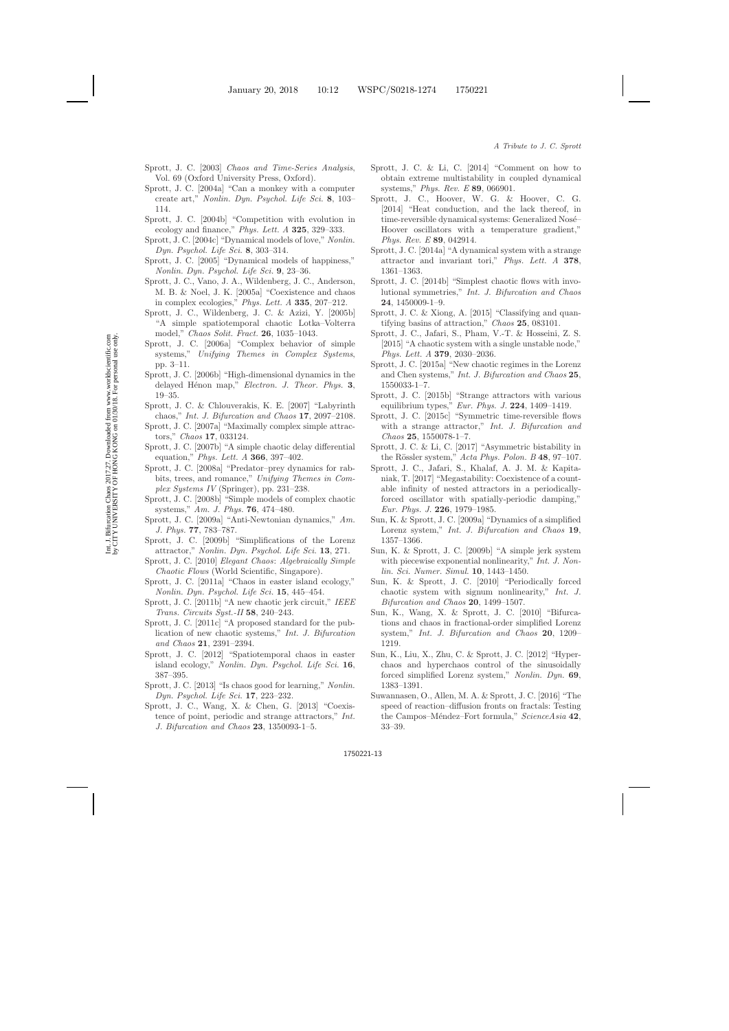Sprott, J. C. [2003] *Chaos and Time-Series Analysis*, Vol. 69 (Oxford University Press, Oxford).

Sprott, J. C. [2004a] "Can a monkey with a computer create art," *Nonlin. Dyn. Psychol. Life Sci.* **8**, 103–114.

Sprott, J. C. [2004b] "Competition with evolution in ecology and finance," *Phys. Lett. A* **325**, 329–333.

Sprott, J. C. [2004c] "Dynamical models of love," *Nonlin. Dyn. Psychol. Life Sci.* **8**, 303–314.

Sprott, J. C. [2005] "Dynamical models of happiness," *Nonlin. Dyn. Psychol. Life Sci.* **9**, 23–36.

Sprott, J. C., Vano, J. A., Wildenberg, J. C., Anderson, M. B. & Noel, J. K. [2005a] "Coexistence and chaos in complex ecologies," *Phys. Lett. A* **335**, 207–212.

Sprott, J. C., Wildenberg, J. C. & Azizi, Y. [2005b] "A simple spatiotemporal chaotic Lotka–Volterra model," *Chaos Solit. Fract.* **26**, 1035–1043.

Sprott, J. C. [2006a] "Complex behavior of simple systems," *Unifying Themes in Complex Systems*, pp. 3–11.

Sprott, J. C. [2006b] "High-dimensional dynamics in the delayed Hénon map," *Electron. J. Theor. Phys.* **3**, 19–35.

Sprott, J. C. & Chlouverakis, K. E. [2007] "Labyrinth chaos," *Int. J. Bifurcation and Chaos* **17**, 2097–2108.

Sprott, J. C. [2007a] "Maximally complex simple attractors," *Chaos* **17**, 033124.

Sprott, J. C. [2007b] "A simple chaotic delay differential equation," *Phys. Lett. A* **366**, 397–402.

Sprott, J. C. [2008a] "Predator–prey dynamics for rabbits, trees, and romance," *Unifying Themes in Complex Systems IV* (Springer), pp. 231–238.

Sprott, J. C. [2008b] "Simple models of complex chaotic systems," *Am. J. Phys.* **76**, 474–480.

Sprott, J. C. [2009a] "Anti-Newtonian dynamics," *Am. J. Phys.* **77**, 783–787.

Sprott, J. C. [2009b] "Simplifications of the Lorenz attractor," *Nonlin. Dyn. Psychol. Life Sci.* **13**, 271.

Sprott, J. C. [2010] *Elegant Chaos: Algebraically Simple Chaotic Flows* (World Scientific, Singapore).

Sprott, J. C. [2011a] "Chaos in easter island ecology," *Nonlin. Dyn. Psychol. Life Sci.* **15**, 445–454.

Sprott, J. C. [2011b] "A new chaotic jerk circuit," *IEEE Trans. Circuits Syst.-II* **58**, 240–243.

Sprott, J. C. [2011c] "A proposed standard for the publication of new chaotic systems," *Int. J. Bifurcation and Chaos* **21**, 2391–2394.

Sprott, J. C. [2012] "Spatiotemporal chaos in easter island ecology," *Nonlin. Dyn. Psychol. Life Sci.* **16**, 387–395.

Sprott, J. C. [2013] "Is chaos good for learning," *Nonlin. Dyn. Psychol. Life Sci.* **17**, 223–232.

Sprott, J. C., Wang, X. & Chen, G. [2013] "Coexistence of point, periodic and strange attractors," *Int. J. Bifurcation and Chaos* **23**, 1350093-1–5.

Sprott, J. C. & Li, C. [2014] "Comment on how to obtain extreme multistability in coupled dynamical systems," *Phys. Rev. E* **89**, 066901.

Sprott, J. C., Hoover, W. G. & Hoover, C. G. [2014] "Heat conduction, and the lack thereof, in time-reversible dynamical systems: Generalized Nosé–Hoover oscillators with a temperature gradient," *Phys. Rev. E* **89**, 042914.

Sprott, J. C. [2014a] "A dynamical system with a strange attractor and invariant tori," *Phys. Lett. A* **378**, 1361–1363.

Sprott, J. C. [2014b] "Simplest chaotic flows with involutional symmetries," *Int. J. Bifurcation and Chaos* **24**, 1450009-1–9.

Sprott, J. C. & Xiong, A. [2015] "Classifying and quantifying basins of attraction," *Chaos* **25**, 083101.

Sprott, J. C., Jafari, S., Pham, V.-T. & Hosseini, Z. S. [2015] "A chaotic system with a single unstable node," *Phys. Lett. A* **379**, 2030–2036.

Sprott, J. C. [2015a] "New chaotic regimes in the Lorenz and Chen systems," *Int. J. Bifurcation and Chaos* **25**, 1550033-1–7.

Sprott, J. C. [2015b] "Strange attractors with various equilibrium types," *Eur. Phys. J.* **224**, 1409–1419.

Sprott, J. C. [2015c] "Symmetric time-reversible flows with a strange attractor," *Int. J. Bifurcation and Chaos* **25**, 1550078-1–7.

Sprott, J. C. & Li, C. [2017] "Asymmetric bistability in the Rössler system," *Acta Phys. Polon. B* **48**, 97–107.

Sprott, J. C., Jafari, S., Khalaf, A. J. M. & Kapitaniak, T. [2017] "Megastability: Coexistence of a countable infinity of nested attractors in a periodically-forced oscillator with spatially-periodic damping," *Eur. Phys. J.* **226**, 1979–1985.

Sun, K. & Sprott, J. C. [2009a] "Dynamics of a simplified Lorenz system," *Int. J. Bifurcation and Chaos* **19**, 1357–1366.

Sun, K. & Sprott, J. C. [2009b] "A simple jerk system with piecewise exponential nonlinearity," *Int. J. Nonlin. Sci. Numer. Simul.* **10**, 1443–1450.

Sun, K. & Sprott, J. C. [2010] "Periodically forced chaotic system with signum nonlinearity," *Int. J. Bifurcation and Chaos* **20**, 1499–1507.

Sun, K., Wang, X. & Sprott, J. C. [2010] "Bifurcations and chaos in fractional-order simplified Lorenz system," *Int. J. Bifurcation and Chaos* **20**, 1209–1219.

Sun, K., Liu, X., Zhu, C. & Sprott, J. C. [2012] "Hyperchaos and hyperchaos control of the sinusoidally forced simplified Lorenz system," *Nonlin. Dyn.* **69**, 1383–1391.

Suwannasen, O., Allen, M. A. & Sprott, J. C. [2016] "The speed of reaction–diffusion fronts on fractals: Testing the Campos–Méndez–Fort formula," *ScienceAsia* **42**, 33–39.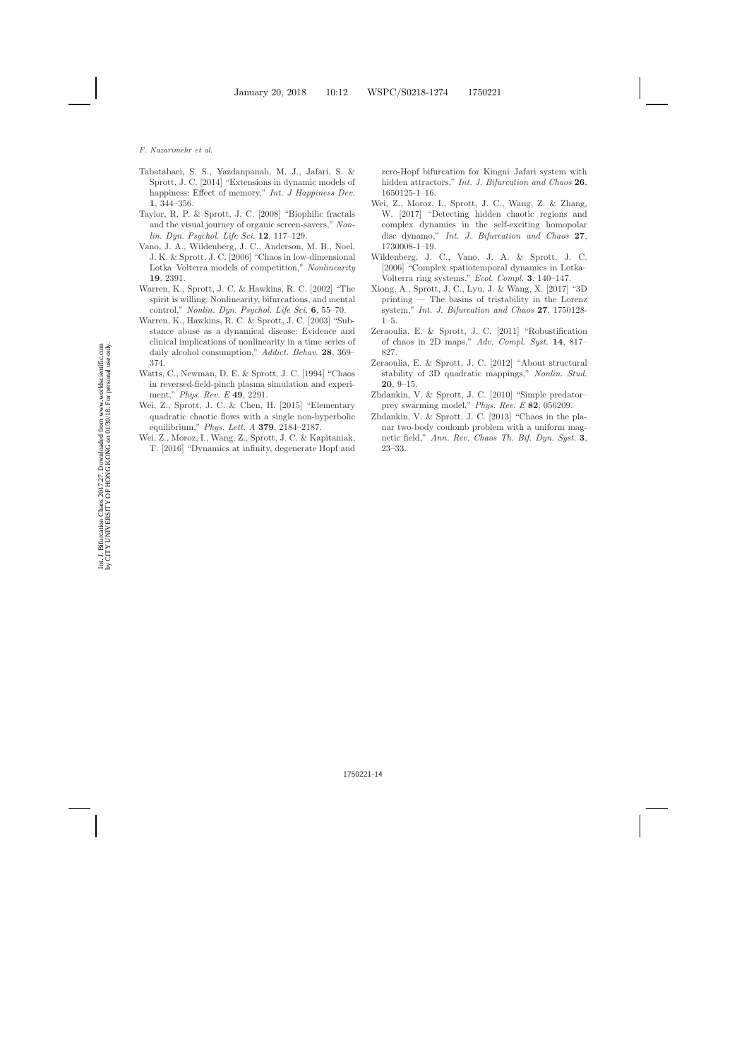- Tabatabaei, S. S., Yazdanpanah, M. J., Jafari, S. & Sprott, J. C. [2014] "Extensions in dynamic models of happiness: Effect of memory," *Int. J Happiness Dev.* **1**, 344–356.
- Taylor, R. P. & Sprott, J. C. [2008] "Biophilic fractals and the visual journey of organic screen-savers," *Nonlin. Dyn. Psychol. Life Sci.* **12**, 117–129.
- Vano, J. A., Wildenberg, J. C., Anderson, M. B., Noel, J. K. & Sprott, J. C. [2006] "Chaos in low-dimensional Lotka–Volterra models of competition," *Nonlinearity* **19**, 2391.
- Warren, K., Sprott, J. C. & Hawkins, R. C. [2002] "The spirit is willing: Nonlinearity, bifurcations, and mental control," *Nonlin. Dyn. Psychol. Life Sci.* **6**, 55–70.
- Warren, K., Hawkins, R. C. & Sprott, J. C. [2003] "Substance abuse as a dynamical disease: Evidence and clinical implications of nonlinearity in a time series of daily alcohol consumption," *Addict. Behav.* **28**, 369–374.
- Watts, C., Newman, D. E. & Sprott, J. C. [1994] "Chaos in reversed-field-pinch plasma simulation and experiment," *Phys. Rev. E* **49**, 2291.
- Wei, Z., Sprott, J. C. & Chen, H. [2015] "Elementary quadratic chaotic flows with a single non-hyperbolic equilibrium," *Phys. Lett. A* **379**, 2184–2187.
- Wei, Z., Moroz, I., Wang, Z., Sprott, J. C. & Kapitaniak, T. [2016] "Dynamics at infinity, degenerate Hopf and zero-Hopf bifurcation for Kingni–Jafari system with hidden attractors," *Int. J. Bifurcation and Chaos* **26**, 1650125-1–16.
- Wei, Z., Moroz, I., Sprott, J. C., Wang, Z. & Zhang, W. [2017] "Detecting hidden chaotic regions and complex dynamics in the self-exciting homopolar disc dynamo," *Int. J. Bifurcation and Chaos* **27**, 1730008-1–19.
- Wildenberg, J. C., Vano, J. A. & Sprott, J. C. [2006] "Complex spatiotemporal dynamics in Lotka–Volterra ring systems," *Ecol. Compl.* **3**, 140–147.
- Xiong, A., Sprott, J. C., Lyu, J. & Wang, X. [2017] "3D printing — The basins of tristability in the Lorenz system," *Int. J. Bifurcation and Chaos* **27**, 1750128-1–5.
- Zeraoulia, E. & Sprott, J. C. [2011] "Robustification of chaos in 2D maps," *Adv. Compl. Syst.* **14**, 817–827.
- Zeraoulia, E. & Sprott, J. C. [2012] "About structural stability of 3D quadratic mappings," *Nonlin. Stud.* **20**, 9–15.
- Zhdankin, V. & Sprott, J. C. [2010] "Simple predator–prey swarming model," *Phys. Rev. E* **82**, 056209.
- Zhdankin, V. & Sprott, J. C. [2013] "Chaos in the planar two-body coulomb problem with a uniform magnetic field," *Ann. Rev. Chaos Th. Bif. Dyn. Syst.* **3**, 23–33.